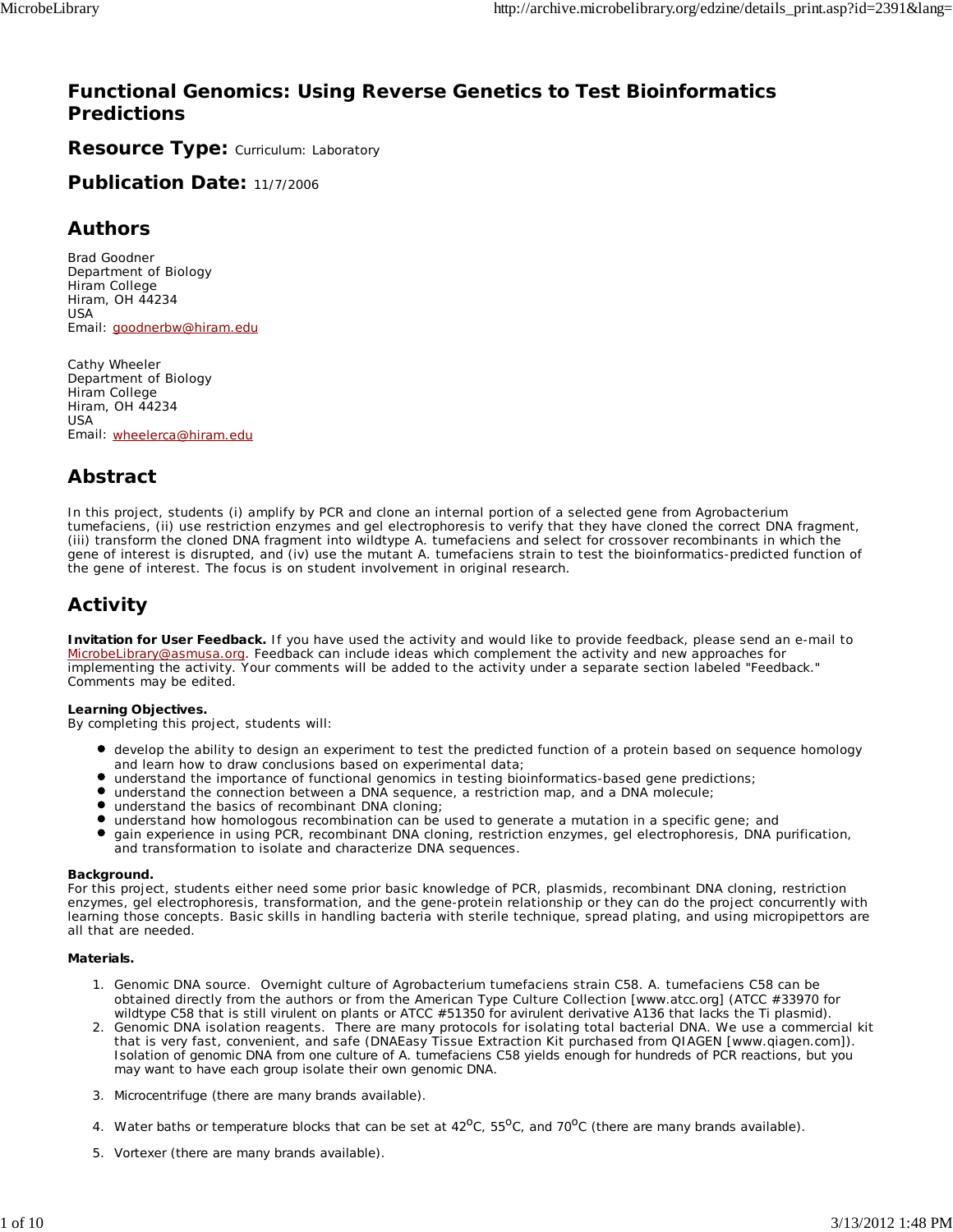# Functional Genomics: Using Reverse Genetics to Test Bioinformatics Predictions

**Resource Type:** Curriculum: Laboratory

**Publication Date:** 11/7/2006

## Authors

Brad Goodner
Department of Biology
Hiram College
Hiram, OH 44234
USA
Email: goodnerbw@hiram.edu

Cathy Wheeler
Department of Biology
Hiram College
Hiram, OH 44234
USA
Email: wheelerca@hiram.edu

## Abstract

In this project, students (i) amplify by PCR and clone an internal portion of a selected gene from Agrobacterium tumefaciens, (ii) use restriction enzymes and gel electrophoresis to verify that they have cloned the correct DNA fragment, (iii) transform the cloned DNA fragment into wildtype A. tumefaciens and select for crossover recombinants in which the gene of interest is disrupted, and (iv) use the mutant A. tumefaciens strain to test the bioinformatics-predicted function of the gene of interest. The focus is on student involvement in original research.

## Activity

**Invitation for User Feedback.** If you have used the activity and would like to provide feedback, please send an e-mail to MicrobeLibrary@asmusa.org. Feedback can include ideas which complement the activity and new approaches for implementing the activity. Your comments will be added to the activity under a separate section labeled "Feedback." Comments may be edited.

**Learning Objectives.**
By completing this project, students will:

- develop the ability to design an experiment to test the predicted function of a protein based on sequence homology and learn how to draw conclusions based on experimental data;
- understand the importance of functional genomics in testing bioinformatics-based gene predictions;
- understand the connection between a DNA sequence, a restriction map, and a DNA molecule;
- understand the basics of recombinant DNA cloning;
- understand how homologous recombination can be used to generate a mutation in a specific gene; and
- gain experience in using PCR, recombinant DNA cloning, restriction enzymes, gel electrophoresis, DNA purification, and transformation to isolate and characterize DNA sequences.

**Background.**
For this project, students either need some prior basic knowledge of PCR, plasmids, recombinant DNA cloning, restriction enzymes, gel electrophoresis, transformation, and the gene-protein relationship or they can do the project concurrently with learning those concepts. Basic skills in handling bacteria with sterile technique, spread plating, and using micropipettors are all that are needed.

**Materials.**

1. Genomic DNA source. Overnight culture of Agrobacterium tumefaciens strain C58. A. tumefaciens C58 can be obtained directly from the authors or from the American Type Culture Collection [www.atcc.org] (ATCC #33970 for wildtype C58 that is still virulent on plants or ATCC #51350 for avirulent derivative A136 that lacks the Ti plasmid).
2. Genomic DNA isolation reagents. There are many protocols for isolating total bacterial DNA. We use a commercial kit that is very fast, convenient, and safe (DNAEasy Tissue Extraction Kit purchased from QIAGEN [www.qiagen.com]). Isolation of genomic DNA from one culture of A. tumefaciens C58 yields enough for hundreds of PCR reactions, but you may want to have each group isolate their own genomic DNA.
3. Microcentrifuge (there are many brands available).
4. Water baths or temperature blocks that can be set at 42°C, 55°C, and 70°C (there are many brands available).
5. Vortexer (there are many brands available).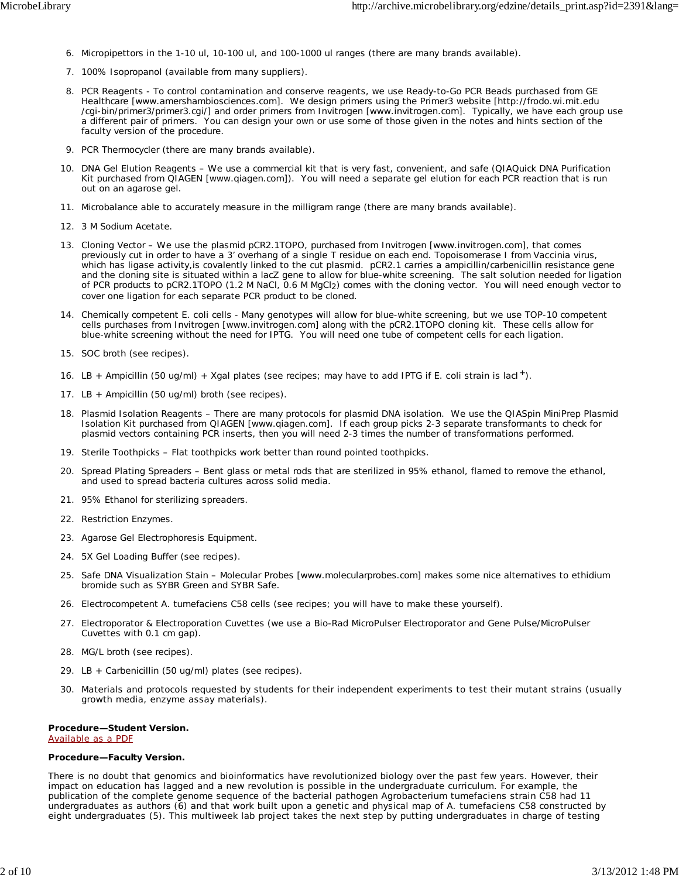6. Micropipettors in the 1-10 ul, 10-100 ul, and 100-1000 ul ranges (there are many brands available).

7. 100% Isopropanol (available from many suppliers).

8. PCR Reagents - To control contamination and conserve reagents, we use Ready-to-Go PCR Beads purchased from GE Healthcare [www.amershambiosciences.com]. We design primers using the Primer3 website [http://frodo.wi.mit.edu/cgi-bin/primer3/primer3.cgi/] and order primers from Invitrogen [www.invitrogen.com]. Typically, we have each group use a different pair of primers. You can design your own or use some of those given in the notes and hints section of the faculty version of the procedure.

9. PCR Thermocycler (there are many brands available).

10. DNA Gel Elution Reagents – We use a commercial kit that is very fast, convenient, and safe (QIAQuick DNA Purification Kit purchased from QIAGEN [www.qiagen.com]). You will need a separate gel elution for each PCR reaction that is run out on an agarose gel.

11. Microbalance able to accurately measure in the milligram range (there are many brands available).

12. 3 M Sodium Acetate.

13. Cloning Vector – We use the plasmid pCR2.1TOPO, purchased from Invitrogen [www.invitrogen.com], that comes previously cut in order to have a 3' overhang of a single T residue on each end. Topoisomerase I from Vaccinia virus, which has ligase activity,is covalently linked to the cut plasmid. pCR2.1 carries a ampicillin/carbenicillin resistance gene and the cloning site is situated within a lacZ gene to allow for blue-white screening. The salt solution needed for ligation of PCR products to pCR2.1TOPO (1.2 M NaCl, 0.6 M $MgCl_2$) comes with the cloning vector. You will need enough vector to cover one ligation for each separate PCR product to be cloned.

14. Chemically competent E. coli cells - Many genotypes will allow for blue-white screening, but we use TOP-10 competent cells purchases from Invitrogen [www.invitrogen.com] along with the pCR2.1TOPO cloning kit. These cells allow for blue-white screening without the need for IPTG. You will need one tube of competent cells for each ligation.

15. SOC broth (see recipes).

16. LB + Ampicillin (50 ug/ml) + Xgal plates (see recipes; may have to add IPTG if E. coli strain is $lacI^+$).

17. LB + Ampicillin (50 ug/ml) broth (see recipes).

18. Plasmid Isolation Reagents – There are many protocols for plasmid DNA isolation. We use the QIASpin MiniPrep Plasmid Isolation Kit purchased from QIAGEN [www.qiagen.com]. If each group picks 2-3 separate transformants to check for plasmid vectors containing PCR inserts, then you will need 2-3 times the number of transformations performed.

19. Sterile Toothpicks – Flat toothpicks work better than round pointed toothpicks.

20. Spread Plating Spreaders – Bent glass or metal rods that are sterilized in 95% ethanol, flamed to remove the ethanol, and used to spread bacteria cultures across solid media.

21. 95% Ethanol for sterilizing spreaders.

22. Restriction Enzymes.

23. Agarose Gel Electrophoresis Equipment.

24. 5X Gel Loading Buffer (see recipes).

25. Safe DNA Visualization Stain – Molecular Probes [www.molecularprobes.com] makes some nice alternatives to ethidium bromide such as SYBR Green and SYBR Safe.

26. Electrocompetent A. tumefaciens C58 cells (see recipes; you will have to make these yourself).

27. Electroporator & Electroporation Cuvettes (we use a Bio-Rad MicroPulser Electroporator and Gene Pulse/MicroPulser Cuvettes with 0.1 cm gap).

28. MG/L broth (see recipes).

29. LB + Carbenicillin (50 ug/ml) plates (see recipes).

30. Materials and protocols requested by students for their independent experiments to test their mutant strains (usually growth media, enzyme assay materials).

**Procedure—Student Version.**
Available as a PDF

**Procedure—Faculty Version.**

There is no doubt that genomics and bioinformatics have revolutionized biology over the past few years. However, their impact on education has lagged and a new revolution is possible in the undergraduate curriculum. For example, the publication of the complete genome sequence of the bacterial pathogen Agrobacterium tumefaciens strain C58 had 11 undergraduates as authors (6) and that work built upon a genetic and physical map of A. tumefaciens C58 constructed by eight undergraduates (5). This multiweek lab project takes the next step by putting undergraduates in charge of testing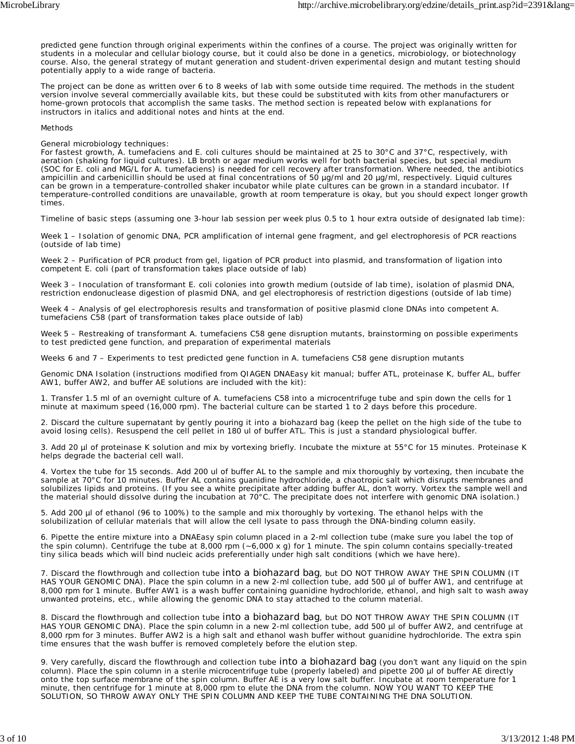predicted gene function through original experiments within the confines of a course. The project was originally written for students in a molecular and cellular biology course, but it could also be done in a genetics, microbiology, or biotechnology course. Also, the general strategy of mutant generation and student-driven experimental design and mutant testing should potentially apply to a wide range of bacteria.

The project can be done as written over 6 to 8 weeks of lab with some outside time required. The methods in the student version involve several commercially available kits, but these could be substituted with kits from other manufacturers or home-grown protocols that accomplish the same tasks. The method section is repeated below with explanations for instructors in italics and additional notes and hints at the end.

Methods

General microbiology techniques:
For fastest growth, A. tumefaciens and E. coli cultures should be maintained at 25 to 30°C and 37°C, respectively, with aeration (shaking for liquid cultures). LB broth or agar medium works well for both bacterial species, but special medium (SOC for E. coli and MG/L for A. tumefaciens) is needed for cell recovery after transformation. Where needed, the antibiotics ampicillin and carbenicillin should be used at final concentrations of 50 µg/ml and 20 µg/ml, respectively. Liquid cultures can be grown in a temperature-controlled shaker incubator while plate cultures can be grown in a standard incubator. If temperature-controlled conditions are unavailable, growth at room temperature is okay, but you should expect longer growth times.

Timeline of basic steps (assuming one 3-hour lab session per week plus 0.5 to 1 hour extra outside of designated lab time):

Week 1 – Isolation of genomic DNA, PCR amplification of internal gene fragment, and gel electrophoresis of PCR reactions (outside of lab time)

Week 2 – Purification of PCR product from gel, ligation of PCR product into plasmid, and transformation of ligation into competent E. coli (part of transformation takes place outside of lab)

Week 3 – Inoculation of transformant E. coli colonies into growth medium (outside of lab time), isolation of plasmid DNA, restriction endonuclease digestion of plasmid DNA, and gel electrophoresis of restriction digestions (outside of lab time)

Week 4 – Analysis of gel electrophoresis results and transformation of positive plasmid clone DNAs into competent A. tumefaciens C58 (part of transformation takes place outside of lab)

Week 5 – Restreaking of transformant A. tumefaciens C58 gene disruption mutants, brainstorming on possible experiments to test predicted gene function, and preparation of experimental materials

Weeks 6 and 7 – Experiments to test predicted gene function in A. tumefaciens C58 gene disruption mutants

Genomic DNA Isolation (instructions modified from QIAGEN DNAEasy kit manual; buffer ATL, proteinase K, buffer AL, buffer AW1, buffer AW2, and buffer AE solutions are included with the kit):

1. Transfer 1.5 ml of an overnight culture of A. tumefaciens C58 into a microcentrifuge tube and spin down the cells for 1 minute at maximum speed (16,000 rpm). *The bacterial culture can be started 1 to 2 days before this procedure.*

2. Discard the culture supernatant by gently pouring it into a biohazard bag (keep the pellet on the high side of the tube to avoid losing cells). Resuspend the cell pellet in 180 ul of buffer ATL. *This is just a standard physiological buffer.*

3. Add 20 µl of proteinase K solution and mix by vortexing briefly. Incubate the mixture at 55°C for 15 minutes. *Proteinase K helps degrade the bacterial cell wall.*

4. Vortex the tube for 15 seconds. Add 200 ul of buffer AL to the sample and mix thoroughly by vortexing, then incubate the sample at 70°C for 10 minutes. *Buffer AL contains guanidine hydrochloride, a chaotropic salt which disrupts membranes and solubilizes lipids and proteins.* (If you see a white precipitate after adding buffer AL, don't worry. Vortex the sample well and the material should dissolve during the incubation at 70°C. The precipitate does not interfere with genomic DNA isolation.)

5. Add 200 µl of ethanol (96 to 100%) to the sample and mix thoroughly by vortexing. *The ethanol helps with the solubilization of cellular materials that will allow the cell lysate to pass through the DNA-binding column easily.*

6. Pipette the entire mixture into a DNAEasy spin column placed in a 2-ml collection tube (make sure you label the top of the spin column). Centrifuge the tube at 8,000 rpm (~6,000 x g) for 1 minute. *The spin column contains specially-treated tiny silica beads which will bind nucleic acids preferentially under high salt conditions (which we have here).*

7. Discard the flowthrough and collection tube into a biohazard bag, but DO NOT THROW AWAY THE SPIN COLUMN (IT HAS YOUR GENOMIC DNA). Place the spin column in a new 2-ml collection tube, add 500 µl of buffer AW1, and centrifuge at 8,000 rpm for 1 minute. *Buffer AW1 is a wash buffer containing guanidine hydrochloride, ethanol, and high salt to wash away unwanted proteins, etc., while allowing the genomic DNA to stay attached to the column material.*

8. Discard the flowthrough and collection tube into a biohazard bag, but DO NOT THROW AWAY THE SPIN COLUMN (IT HAS YOUR GENOMIC DNA). Place the spin column in a new 2-ml collection tube, add 500 µl of buffer AW2, and centrifuge at 8,000 rpm for 3 minutes. *Buffer AW2 is a high salt and ethanol wash buffer without guanidine hydrochloride. The extra spin time ensures that the wash buffer is removed completely before the elution step.*

9. Very carefully, discard the flowthrough and collection tube into a biohazard bag (you don't want any liquid on the spin column). Place the spin column in a sterile microcentrifuge tube (properly labeled) and pipette 200 µl of buffer AE directly onto the top surface membrane of the spin column. *Buffer AE is a very low salt buffer.* Incubate at room temperature for 1 minute, then centrifuge for 1 minute at 8,000 rpm to elute the DNA from the column. NOW YOU WANT TO KEEP THE SOLUTION, SO THROW AWAY ONLY THE SPIN COLUMN AND KEEP THE TUBE CONTAINING THE DNA SOLUTION.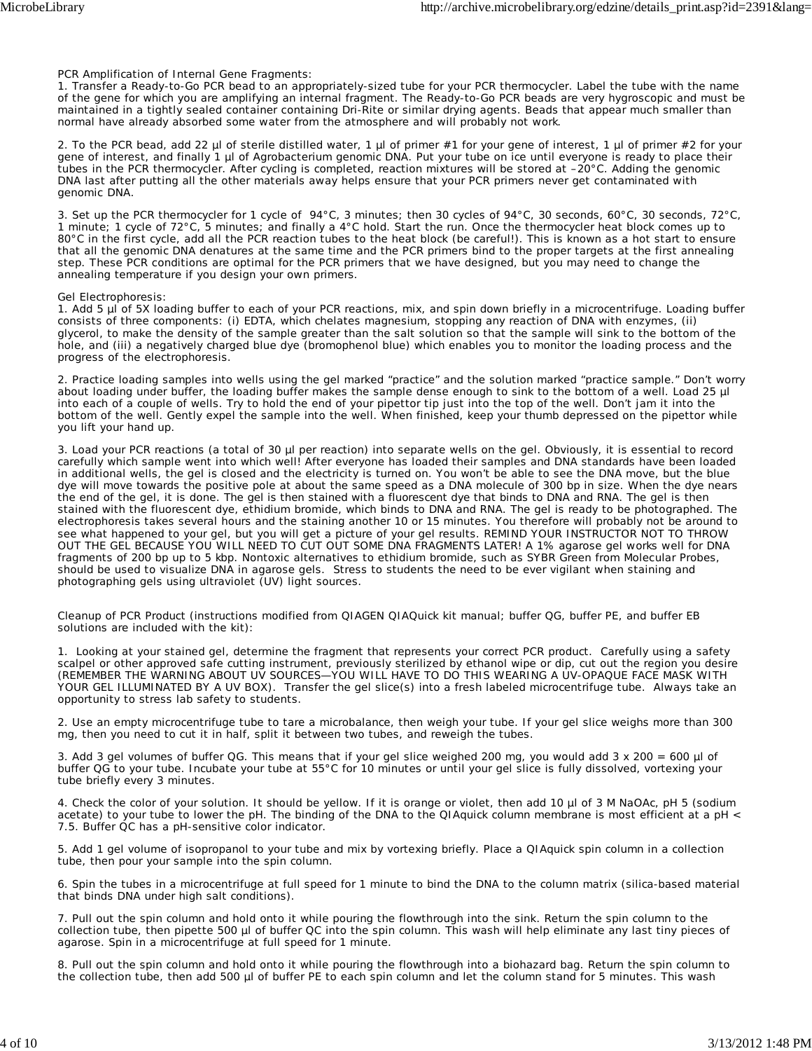PCR Amplification of Internal Gene Fragments:

1. Transfer a Ready-to-Go PCR bead to an appropriately-sized tube for your PCR thermocycler. Label the tube with the name of the gene for which you are amplifying an internal fragment. The Ready-to-Go PCR beads are very hygroscopic and must be maintained in a tightly sealed container containing Dri-Rite or similar drying agents. Beads that appear much smaller than normal have already absorbed some water from the atmosphere and will probably not work.

2. To the PCR bead, add 22 µl of sterile distilled water, 1 µl of primer #1 for your gene of interest, 1 µl of primer #2 for your gene of interest, and finally 1 µl of Agrobacterium genomic DNA. Put your tube on ice until everyone is ready to place their tubes in the PCR thermocycler. After cycling is completed, reaction mixtures will be stored at –20°C. Adding the genomic DNA last after putting all the other materials away helps ensure that your PCR primers never get contaminated with genomic DNA.

3. Set up the PCR thermocycler for 1 cycle of 94°C, 3 minutes; then 30 cycles of 94°C, 30 seconds, 60°C, 30 seconds, 72°C, 1 minute; 1 cycle of 72°C, 5 minutes; and finally a 4°C hold. Start the run. Once the thermocycler heat block comes up to 80°C in the first cycle, add all the PCR reaction tubes to the heat block (be careful!). This is known as a hot start to ensure that all the genomic DNA denatures at the same time and the PCR primers bind to the proper targets at the first annealing step. These PCR conditions are optimal for the PCR primers that we have designed, but you may need to change the annealing temperature if you design your own primers.

Gel Electrophoresis:

1. Add 5 µl of 5X loading buffer to each of your PCR reactions, mix, and spin down briefly in a microcentrifuge. Loading buffer consists of three components: (i) EDTA, which chelates magnesium, stopping any reaction of DNA with enzymes, (ii) glycerol, to make the density of the sample greater than the salt solution so that the sample will sink to the bottom of the hole, and (iii) a negatively charged blue dye (bromophenol blue) which enables you to monitor the loading process and the progress of the electrophoresis.

2. Practice loading samples into wells using the gel marked “practice” and the solution marked “practice sample.” Don’t worry about loading under buffer, the loading buffer makes the sample dense enough to sink to the bottom of a well. Load 25 µl into each of a couple of wells. Try to hold the end of your pipettor tip just into the top of the well. Don’t jam it into the bottom of the well. Gently expel the sample into the well. When finished, keep your thumb depressed on the pipettor while you lift your hand up.

3. Load your PCR reactions (a total of 30 µl per reaction) into separate wells on the gel. Obviously, it is essential to record carefully which sample went into which well! After everyone has loaded their samples and DNA standards have been loaded in additional wells, the gel is closed and the electricity is turned on. You won’t be able to see the DNA move, but the blue dye will move towards the positive pole at about the same speed as a DNA molecule of 300 bp in size. When the dye nears the end of the gel, it is done. The gel is then stained with a fluorescent dye that binds to DNA and RNA. The gel is then stained with the fluorescent dye, ethidium bromide, which binds to DNA and RNA. The gel is ready to be photographed. The electrophoresis takes several hours and the staining another 10 or 15 minutes. You therefore will probably not be around to see what happened to your gel, but you will get a picture of your gel results. REMIND YOUR INSTRUCTOR NOT TO THROW OUT THE GEL BECAUSE YOU WILL NEED TO CUT OUT SOME DNA FRAGMENTS LATER! A 1% agarose gel works well for DNA fragments of 200 bp up to 5 kbp. Nontoxic alternatives to ethidium bromide, such as SYBR Green from Molecular Probes, should be used to visualize DNA in agarose gels. Stress to students the need to be ever vigilant when staining and photographing gels using ultraviolet (UV) light sources.

Cleanup of PCR Product (instructions modified from QIAGEN QIAQuick kit manual; buffer QG, buffer PE, and buffer EB solutions are included with the kit):

1. Looking at your stained gel, determine the fragment that represents your correct PCR product. Carefully using a safety scalpel or other approved safe cutting instrument, previously sterilized by ethanol wipe or dip, cut out the region you desire (REMEMBER THE WARNING ABOUT UV SOURCES—YOU WILL HAVE TO DO THIS WEARING A UV-OPAQUE FACE MASK WITH YOUR GEL ILLUMINATED BY A UV BOX). Transfer the gel slice(s) into a fresh labeled microcentrifuge tube. Always take an opportunity to stress lab safety to students.

2. Use an empty microcentrifuge tube to tare a microbalance, then weigh your tube. If your gel slice weighs more than 300 mg, then you need to cut it in half, split it between two tubes, and reweigh the tubes.

3. Add 3 gel volumes of buffer QG. This means that if your gel slice weighed 200 mg, you would add 3 x 200 = 600 µl of buffer QG to your tube. Incubate your tube at 55°C for 10 minutes or until your gel slice is fully dissolved, vortexing your tube briefly every 3 minutes.

4. Check the color of your solution. It should be yellow. If it is orange or violet, then add 10 µl of 3 M NaOAc, pH 5 (sodium acetate) to your tube to lower the pH. The binding of the DNA to the QIAquick column membrane is most efficient at a pH < 7.5. Buffer QC has a pH-sensitive color indicator.

5. Add 1 gel volume of isopropanol to your tube and mix by vortexing briefly. Place a QIAquick spin column in a collection tube, then pour your sample into the spin column.

6. Spin the tubes in a microcentrifuge at full speed for 1 minute to bind the DNA to the column matrix (silica-based material that binds DNA under high salt conditions).

7. Pull out the spin column and hold onto it while pouring the flowthrough into the sink. Return the spin column to the collection tube, then pipette 500 µl of buffer QC into the spin column. This wash will help eliminate any last tiny pieces of agarose. Spin in a microcentrifuge at full speed for 1 minute.

8. Pull out the spin column and hold onto it while pouring the flowthrough into a biohazard bag. Return the spin column to the collection tube, then add 500 µl of buffer PE to each spin column and let the column stand for 5 minutes. This wash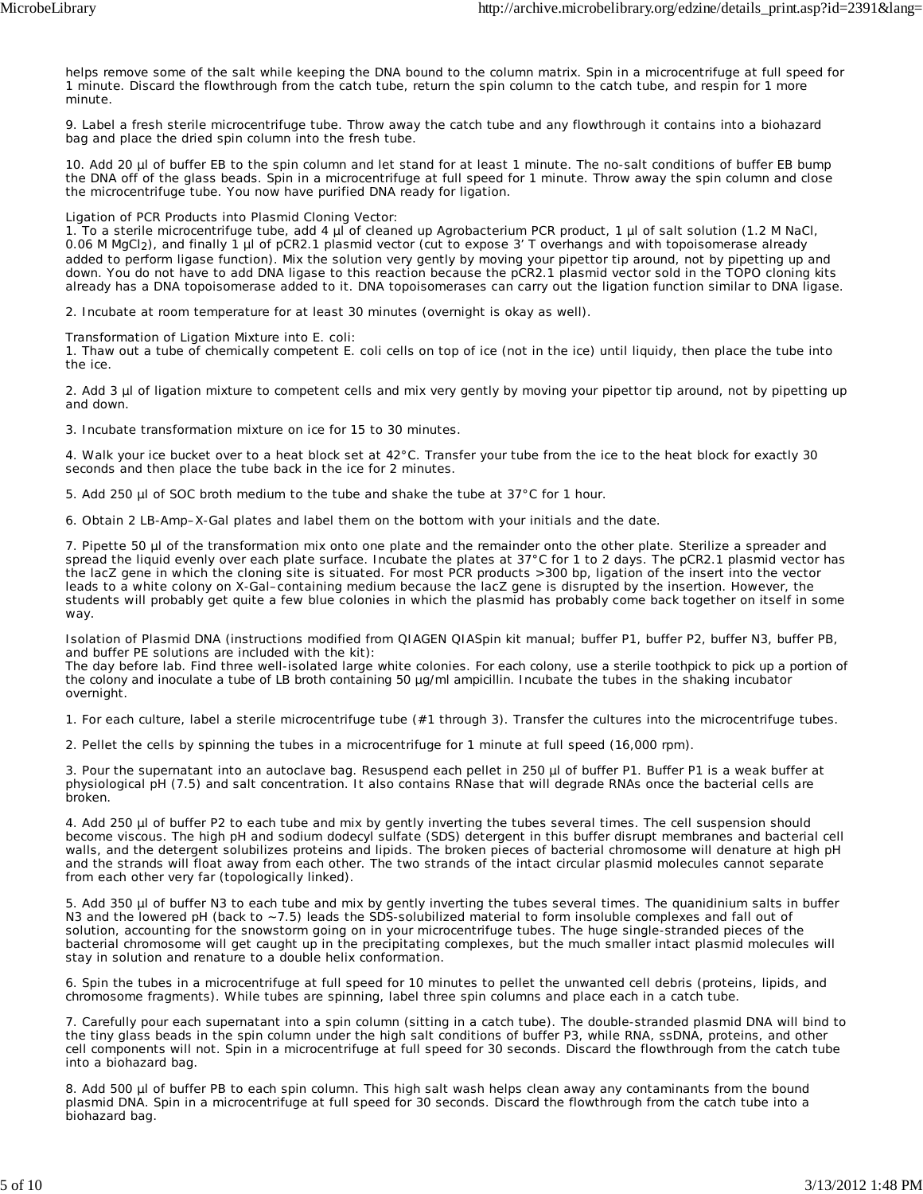helps remove some of the salt while keeping the DNA bound to the column matrix. Spin in a microcentrifuge at full speed for 1 minute. Discard the flowthrough from the catch tube, return the spin column to the catch tube, and respin for 1 more minute.

9. Label a fresh sterile microcentrifuge tube. Throw away the catch tube and any flowthrough it contains into a biohazard bag and place the dried spin column into the fresh tube.

10. Add 20 µl of buffer EB to the spin column and let stand for at least 1 minute. The no-salt conditions of buffer EB bump the DNA off of the glass beads. Spin in a microcentrifuge at full speed for 1 minute. Throw away the spin column and close the microcentrifuge tube. You now have purified DNA ready for ligation.

Ligation of PCR Products into Plasmid Cloning Vector:

1. To a sterile microcentrifuge tube, add 4 µl of cleaned up Agrobacterium PCR product, 1 µl of salt solution (1.2 M NaCl, 0.06 M $MgCl_2$), and finally 1 µl of pCR2.1 plasmid vector (cut to expose 3' T overhangs and with topoisomerase already added to perform ligase function). Mix the solution very gently by moving your pipettor tip around, not by pipetting up and down. You do not have to add DNA ligase to this reaction because the pCR2.1 plasmid vector sold in the TOPO cloning kits already has a DNA topoisomerase added to it. DNA topoisomerases can carry out the ligation function similar to DNA ligase.

2. Incubate at room temperature for at least 30 minutes (overnight is okay as well).

Transformation of Ligation Mixture into E. coli:

1. Thaw out a tube of chemically competent E. coli cells on top of ice (not in the ice) until liquidy, then place the tube into the ice.

2. Add 3 µl of ligation mixture to competent cells and mix very gently by moving your pipettor tip around, not by pipetting up and down.

3. Incubate transformation mixture on ice for 15 to 30 minutes.

4. Walk your ice bucket over to a heat block set at 42°C. Transfer your tube from the ice to the heat block for exactly 30 seconds and then place the tube back in the ice for 2 minutes.

5. Add 250 µl of SOC broth medium to the tube and shake the tube at 37°C for 1 hour.

6. Obtain 2 LB-Amp–X-Gal plates and label them on the bottom with your initials and the date.

7. Pipette 50 µl of the transformation mix onto one plate and the remainder onto the other plate. Sterilize a spreader and spread the liquid evenly over each plate surface. Incubate the plates at 37°C for 1 to 2 days. The pCR2.1 plasmid vector has the lacZ gene in which the cloning site is situated. For most PCR products >300 bp, ligation of the insert into the vector leads to a white colony on X-Gal–containing medium because the lacZ gene is disrupted by the insertion. However, the students will probably get quite a few blue colonies in which the plasmid has probably come back together on itself in some way.

Isolation of Plasmid DNA (instructions modified from QIAGEN QIASpin kit manual; buffer P1, buffer P2, buffer N3, buffer PB, and buffer PE solutions are included with the kit):

The day before lab. Find three well-isolated large white colonies. For each colony, use a sterile toothpick to pick up a portion of the colony and inoculate a tube of LB broth containing 50 µg/ml ampicillin. Incubate the tubes in the shaking incubator overnight.

1. For each culture, label a sterile microcentrifuge tube (#1 through 3). Transfer the cultures into the microcentrifuge tubes.

2. Pellet the cells by spinning the tubes in a microcentrifuge for 1 minute at full speed (16,000 rpm).

3. Pour the supernatant into an autoclave bag. Resuspend each pellet in 250 µl of buffer P1. Buffer P1 is a weak buffer at physiological pH (7.5) and salt concentration. It also contains RNase that will degrade RNAs once the bacterial cells are broken.

4. Add 250 µl of buffer P2 to each tube and mix by gently inverting the tubes several times. The cell suspension should become viscous. The high pH and sodium dodecyl sulfate (SDS) detergent in this buffer disrupt membranes and bacterial cell walls, and the detergent solubilizes proteins and lipids. The broken pieces of bacterial chromosome will denature at high pH and the strands will float away from each other. The two strands of the intact circular plasmid molecules cannot separate from each other very far (topologically linked).

5. Add 350 µl of buffer N3 to each tube and mix by gently inverting the tubes several times. The quanidinium salts in buffer N3 and the lowered pH (back to ~7.5) leads the SDS-solubilized material to form insoluble complexes and fall out of solution, accounting for the snowstorm going on in your microcentrifuge tubes. The huge single-stranded pieces of the bacterial chromosome will get caught up in the precipitating complexes, but the much smaller intact plasmid molecules will stay in solution and renature to a double helix conformation.

6. Spin the tubes in a microcentrifuge at full speed for 10 minutes to pellet the unwanted cell debris (proteins, lipids, and chromosome fragments). While tubes are spinning, label three spin columns and place each in a catch tube.

7. Carefully pour each supernatant into a spin column (sitting in a catch tube). The double-stranded plasmid DNA will bind to the tiny glass beads in the spin column under the high salt conditions of buffer P3, while RNA, ssDNA, proteins, and other cell components will not. Spin in a microcentrifuge at full speed for 30 seconds. Discard the flowthrough from the catch tube into a biohazard bag.

8. Add 500 µl of buffer PB to each spin column. This high salt wash helps clean away any contaminants from the bound plasmid DNA. Spin in a microcentrifuge at full speed for 30 seconds. Discard the flowthrough from the catch tube into a biohazard bag.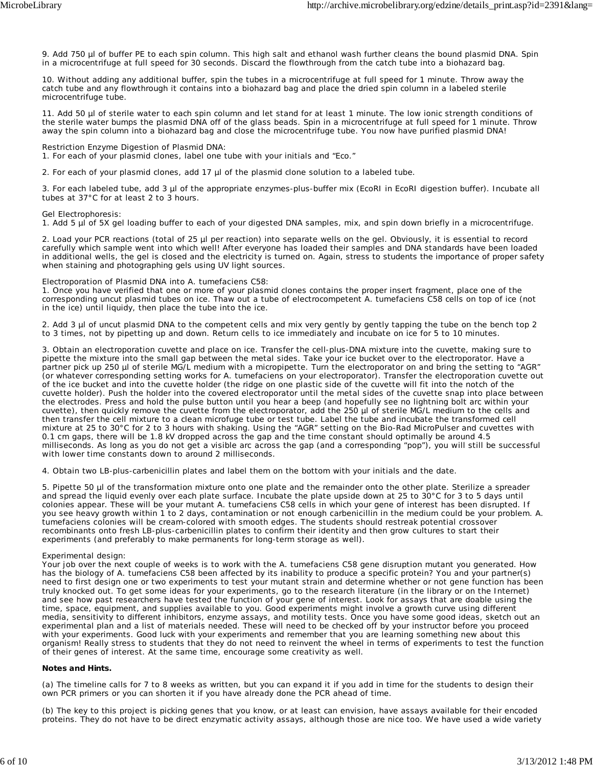9. Add 750 µl of buffer PE to each spin column. This high salt and ethanol wash further cleans the bound plasmid DNA. Spin in a microcentrifuge at full speed for 30 seconds. Discard the flowthrough from the catch tube into a biohazard bag.

10. Without adding any additional buffer, spin the tubes in a microcentrifuge at full speed for 1 minute. Throw away the catch tube and any flowthrough it contains into a biohazard bag and place the dried spin column in a labeled sterile microcentrifuge tube.

11. Add 50 µl of sterile water to each spin column and let stand for at least 1 minute. The low ionic strength conditions of the sterile water bumps the plasmid DNA off of the glass beads. Spin in a microcentrifuge at full speed for 1 minute. Throw away the spin column into a biohazard bag and close the microcentrifuge tube. You now have purified plasmid DNA!

Restriction Enzyme Digestion of Plasmid DNA:

1. For each of your plasmid clones, label one tube with your initials and "Eco."

2. For each of your plasmid clones, add 17 µl of the plasmid clone solution to a labeled tube.

3. For each labeled tube, add 3 µl of the appropriate enzymes-plus-buffer mix (EcoRI in EcoRI digestion buffer). Incubate all tubes at 37°C for at least 2 to 3 hours.

Gel Electrophoresis:

1. Add 5 µl of 5X gel loading buffer to each of your digested DNA samples, mix, and spin down briefly in a microcentrifuge.

2. Load your PCR reactions (total of 25 µl per reaction) into separate wells on the gel. Obviously, it is essential to record carefully which sample went into which well! After everyone has loaded their samples and DNA standards have been loaded in additional wells, the gel is closed and the electricity is turned on. Again, stress to students the importance of proper safety when staining and photographing gels using UV light sources.

Electroporation of Plasmid DNA into A. tumefaciens C58:

1. Once you have verified that one or more of your plasmid clones contains the proper insert fragment, place one of the corresponding uncut plasmid tubes on ice. Thaw out a tube of electrocompetent A. tumefaciens C58 cells on top of ice (not in the ice) until liquidy, then place the tube into the ice.

2. Add 3 µl of uncut plasmid DNA to the competent cells and mix very gently by gently tapping the tube on the bench top 2 to 3 times, not by pipetting up and down. Return cells to ice immediately and incubate on ice for 5 to 10 minutes.

3. Obtain an electroporation cuvette and place on ice. Transfer the cell-plus-DNA mixture into the cuvette, making sure to pipette the mixture into the small gap between the metal sides. Take your ice bucket over to the electroporator. Have a partner pick up 250 µl of sterile MG/L medium with a micropipette. Turn the electroporator on and bring the setting to "AGR" (or whatever corresponding setting works for A. tumefaciens on your electroporator). Transfer the electroporation cuvette out of the ice bucket and into the cuvette holder (the ridge on one plastic side of the cuvette will fit into the notch of the cuvette holder). Push the holder into the covered electroporator until the metal sides of the cuvette snap into place between the electrodes. Press and hold the pulse button until you hear a beep (and hopefully see no lightning bolt arc within your cuvette), then quickly remove the cuvette from the electroporator, add the 250 µl of sterile MG/L medium to the cells and then transfer the cell mixture to a clean microfuge tube or test tube. Label the tube and incubate the transformed cell mixture at 25 to 30°C for 2 to 3 hours with shaking. Using the "AGR" setting on the Bio-Rad MicroPulser and cuvettes with 0.1 cm gaps, there will be 1.8 kV dropped across the gap and the time constant should optimally be around 4.5 milliseconds. As long as you do not get a visible arc across the gap (and a corresponding "pop"), you will still be successful with lower time constants down to around 2 milliseconds.

4. Obtain two LB-plus-carbenicillin plates and label them on the bottom with your initials and the date.

5. Pipette 50 µl of the transformation mixture onto one plate and the remainder onto the other plate. Sterilize a spreader and spread the liquid evenly over each plate surface. Incubate the plate upside down at 25 to 30°C for 3 to 5 days until colonies appear. These will be your mutant A. tumefaciens C58 cells in which your gene of interest has been disrupted. If you see heavy growth within 1 to 2 days, contamination or not enough carbenicillin in the medium could be your problem. A. tumefaciens colonies will be cream-colored with smooth edges. The students should restreak potential crossover recombinants onto fresh LB-plus-carbenicillin plates to confirm their identity and then grow cultures to start their experiments (and preferably to make permanents for long-term storage as well).

Experimental design:

Your job over the next couple of weeks is to work with the A. tumefaciens C58 gene disruption mutant you generated. How has the biology of A. tumefaciens C58 been affected by its inability to produce a specific protein? You and your partner(s) need to first design one or two experiments to test your mutant strain and determine whether or not gene function has been truly knocked out. To get some ideas for your experiments, go to the research literature (in the library or on the Internet) and see how past researchers have tested the function of your gene of interest. Look for assays that are doable using the time, space, equipment, and supplies available to you. Good experiments might involve a growth curve using different media, sensitivity to different inhibitors, enzyme assays, and motility tests. Once you have some good ideas, sketch out an experimental plan and a list of materials needed. These will need to be checked off by your instructor before you proceed with your experiments. Good luck with your experiments and remember that you are learning something new about this organism! Really stress to students that they do not need to reinvent the wheel in terms of experiments to test the function of their genes of interest. At the same time, encourage some creativity as well.

**Notes and Hints.**

(a) The timeline calls for 7 to 8 weeks as written, but you can expand it if you add in time for the students to design their own PCR primers or you can shorten it if you have already done the PCR ahead of time.

(b) The key to this project is picking genes that you know, or at least can envision, have assays available for their encoded proteins. They do not have to be direct enzymatic activity assays, although those are nice too. We have used a wide variety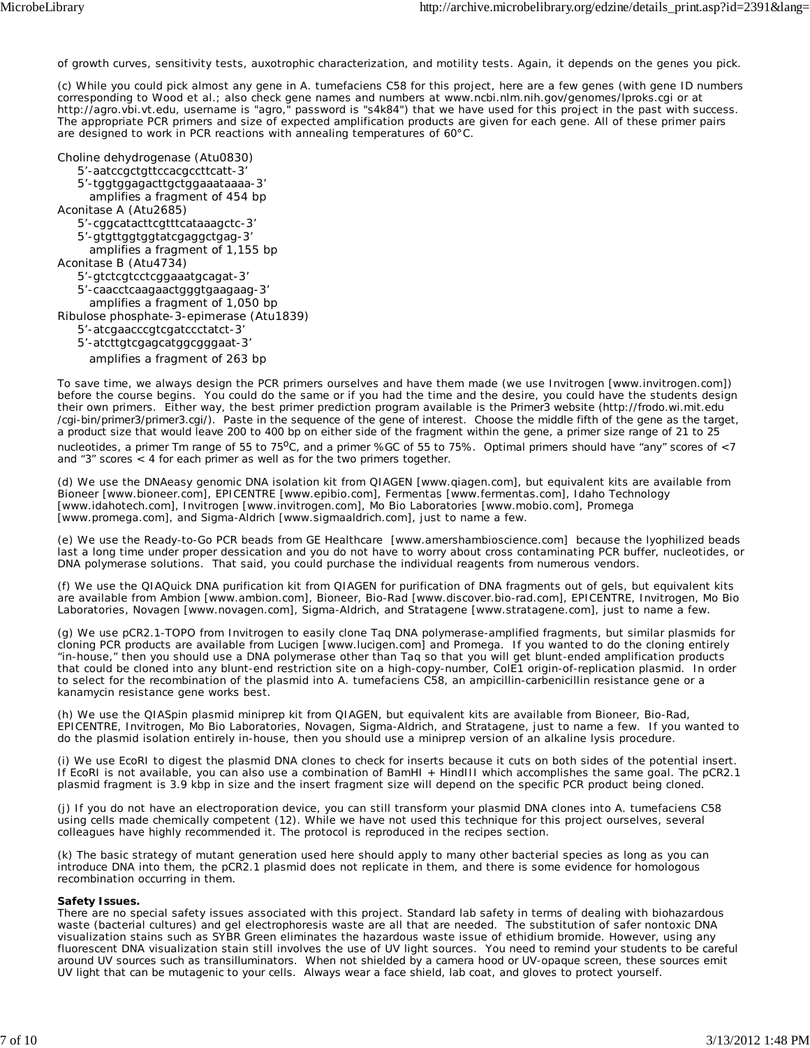of growth curves, sensitivity tests, auxotrophic characterization, and motility tests. Again, it depends on the genes you pick.

(c) While you could pick almost any gene in A. tumefaciens C58 for this project, here are a few genes (with gene ID numbers corresponding to Wood et al.; also check gene names and numbers at www.ncbi.nlm.nih.gov/genomes/lproks.cgi or at http://agro.vbi.vt.edu, username is "agro," password is "s4k84") that we have used for this project in the past with success. The appropriate PCR primers and size of expected amplification products are given for each gene. All of these primer pairs are designed to work in PCR reactions with annealing temperatures of 60°C.

Choline dehydrogenase (Atu0830)
- 5'-aatccgctgttccacgccttcatt-3'
- 5'-tggtggagacttgctggaaataaaa-3'
  - amplifies a fragment of 454 bp

Aconitase A (Atu2685)
- 5'-cggcatacttcgtttcataaagctc-3'
- 5'-gtgttggtggtatcgaggctgag-3'
  - amplifies a fragment of 1,155 bp

Aconitase B (Atu4734)
- 5'-gtctcgtcctcggaaatgcagat-3'
- 5'-caacctcaagaactgggtgaagaag-3'
  - amplifies a fragment of 1,050 bp

Ribulose phosphate-3-epimerase (Atu1839)
- 5'-atcgaacccgtcgatccctatct-3'
- 5'-atcttgtcgagcatggcgggaat-3'
  - amplifies a fragment of 263 bp

To save time, we always design the PCR primers ourselves and have them made (we use Invitrogen [www.invitrogen.com]) before the course begins. You could do the same or if you had the time and the desire, you could have the students design their own primers. Either way, the best primer prediction program available is the Primer3 website (http://frodo.wi.mit.edu/cgi-bin/primer3/primer3.cgi/). Paste in the sequence of the gene of interest. Choose the middle fifth of the gene as the target, a product size that would leave 200 to 400 bp on either side of the fragment within the gene, a primer size range of 21 to 25 nucleotides, a primer Tm range of 55 to 75°C, and a primer %GC of 55 to 75%. Optimal primers should have "any" scores of <7 and "3" scores < 4 for each primer as well as for the two primers together.

(d) We use the DNAeasy genomic DNA isolation kit from QIAGEN [www.qiagen.com], but equivalent kits are available from Bioneer [www.bioneer.com], EPICENTRE [www.epibio.com], Fermentas [www.fermentas.com], Idaho Technology [www.idahotech.com], Invitrogen [www.invitrogen.com], Mo Bio Laboratories [www.mobio.com], Promega [www.promega.com], and Sigma-Aldrich [www.sigmaaldrich.com], just to name a few.

(e) We use the Ready-to-Go PCR beads from GE Healthcare [www.amershambioscience.com] because the lyophilized beads last a long time under proper dessication and you do not have to worry about cross contaminating PCR buffer, nucleotides, or DNA polymerase solutions. That said, you could purchase the individual reagents from numerous vendors.

(f) We use the QIAQuick DNA purification kit from QIAGEN for purification of DNA fragments out of gels, but equivalent kits are available from Ambion [www.ambion.com], Bioneer, Bio-Rad [www.discover.bio-rad.com], EPICENTRE, Invitrogen, Mo Bio Laboratories, Novagen [www.novagen.com], Sigma-Aldrich, and Stratagene [www.stratagene.com], just to name a few.

(g) We use pCR2.1-TOPO from Invitrogen to easily clone Taq DNA polymerase-amplified fragments, but similar plasmids for cloning PCR products are available from Lucigen [www.lucigen.com] and Promega. If you wanted to do the cloning entirely "in-house," then you should use a DNA polymerase other than Taq so that you will get blunt-ended amplification products that could be cloned into any blunt-end restriction site on a high-copy-number, ColE1 origin-of-replication plasmid. In order to select for the recombination of the plasmid into A. tumefaciens C58, an ampicillin-carbenicillin resistance gene or a kanamycin resistance gene works best.

(h) We use the QIASpin plasmid miniprep kit from QIAGEN, but equivalent kits are available from Bioneer, Bio-Rad, EPICENTRE, Invitrogen, Mo Bio Laboratories, Novagen, Sigma-Aldrich, and Stratagene, just to name a few. If you wanted to do the plasmid isolation entirely in-house, then you should use a miniprep version of an alkaline lysis procedure.

(i) We use EcoRI to digest the plasmid DNA clones to check for inserts because it cuts on both sides of the potential insert. If EcoRI is not available, you can also use a combination of BamHI + HindIII which accomplishes the same goal. The pCR2.1 plasmid fragment is 3.9 kbp in size and the insert fragment size will depend on the specific PCR product being cloned.

(j) If you do not have an electroporation device, you can still transform your plasmid DNA clones into A. tumefaciens C58 using cells made chemically competent (12). While we have not used this technique for this project ourselves, several colleagues have highly recommended it. The protocol is reproduced in the recipes section.

(k) The basic strategy of mutant generation used here should apply to many other bacterial species as long as you can introduce DNA into them, the pCR2.1 plasmid does not replicate in them, and there is some evidence for homologous recombination occurring in them.

**Safety Issues.**
There are no special safety issues associated with this project. Standard lab safety in terms of dealing with biohazardous waste (bacterial cultures) and gel electrophoresis waste are all that are needed. The substitution of safer nontoxic DNA visualization stains such as SYBR Green eliminates the hazardous waste issue of ethidium bromide. However, using any fluorescent DNA visualization stain still involves the use of UV light sources. You need to remind your students to be careful around UV sources such as transilluminators. When not shielded by a camera hood or UV-opaque screen, these sources emit UV light that can be mutagenic to your cells. Always wear a face shield, lab coat, and gloves to protect yourself.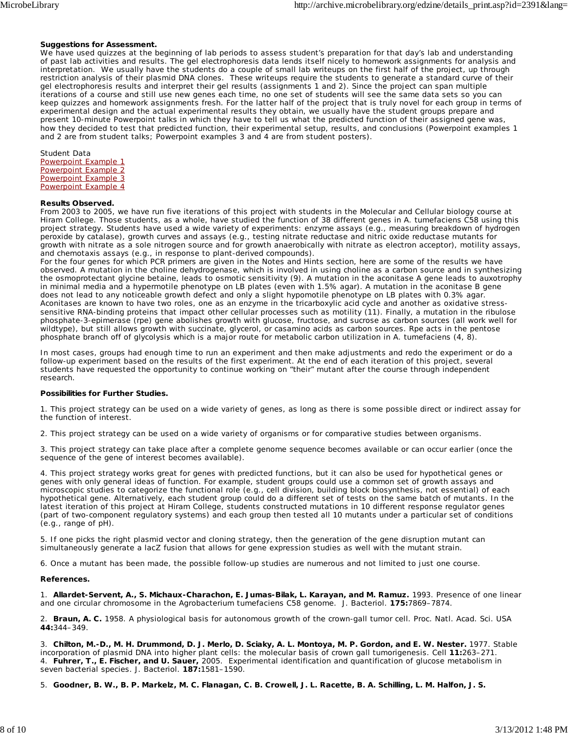**Suggestions for Assessment.**

We have used quizzes at the beginning of lab periods to assess student's preparation for that day's lab and understanding of past lab activities and results. The gel electrophoresis data lends itself nicely to homework assignments for analysis and interpretation. We usually have the students do a couple of small lab writeups on the first half of the project, up through restriction analysis of their plasmid DNA clones. These writeups require the students to generate a standard curve of their gel electrophoresis results and interpret their gel results (assignments 1 and 2). Since the project can span multiple iterations of a course and still use new genes each time, no one set of students will see the same data sets so you can keep quizzes and homework assignments fresh. For the latter half of the project that is truly novel for each group in terms of experimental design and the actual experimental results they obtain, we usually have the student groups prepare and present 10-minute Powerpoint talks in which they have to tell us what the predicted function of their assigned gene was, how they decided to test that predicted function, their experimental setup, results, and conclusions (Powerpoint examples 1 and 2 are from student talks; Powerpoint examples 3 and 4 are from student posters).

Student Data
Powerpoint Example 1
Powerpoint Example 2
Powerpoint Example 3
Powerpoint Example 4

**Results Observed.**

From 2003 to 2005, we have run five iterations of this project with students in the Molecular and Cellular biology course at Hiram College. Those students, as a whole, have studied the function of 38 different genes in A. tumefaciens C58 using this project strategy. Students have used a wide variety of experiments: enzyme assays (e.g., measuring breakdown of hydrogen peroxide by catalase), growth curves and assays (e.g., testing nitrate reductase and nitric oxide reductase mutants for growth with nitrate as a sole nitrogen source and for growth anaerobically with nitrate as electron acceptor), motility assays, and chemotaxis assays (e.g., in response to plant-derived compounds).

For the four genes for which PCR primers are given in the Notes and Hints section, here are some of the results we have observed. A mutation in the choline dehydrogenase, which is involved in using choline as a carbon source and in synthesizing the osmoprotectant glycine betaine, leads to osmotic sensitivity (9). A mutation in the aconitase A gene leads to auxotrophy in minimal media and a hypermotile phenotype on LB plates (even with 1.5% agar). A mutation in the aconitase B gene does not lead to any noticeable growth defect and only a slight hypomotile phenotype on LB plates with 0.3% agar. Aconitases are known to have two roles, one as an enzyme in the tricarboxylic acid cycle and another as oxidative stress-sensitive RNA-binding proteins that impact other cellular processes such as motility (11). Finally, a mutation in the ribulose phosphate-3-epimerase (rpe) gene abolishes growth with glucose, fructose, and sucrose as carbon sources (all work well for wildtype), but still allows growth with succinate, glycerol, or casamino acids as carbon sources. Rpe acts in the pentose phosphate branch off of glycolysis which is a major route for metabolic carbon utilization in A. tumefaciens (4, 8).

In most cases, groups had enough time to run an experiment and then make adjustments and redo the experiment or do a follow-up experiment based on the results of the first experiment. At the end of each iteration of this project, several students have requested the opportunity to continue working on "their" mutant after the course through independent research.

**Possibilities for Further Studies.**

1. This project strategy can be used on a wide variety of genes, as long as there is some possible direct or indirect assay for the function of interest.

2. This project strategy can be used on a wide variety of organisms or for comparative studies between organisms.

3. This project strategy can take place after a complete genome sequence becomes available or can occur earlier (once the sequence of the gene of interest becomes available).

4. This project strategy works great for genes with predicted functions, but it can also be used for hypothetical genes or genes with only general ideas of function. For example, student groups could use a common set of growth assays and microscopic studies to categorize the functional role (e.g., cell division, building block biosynthesis, not essential) of each hypothetical gene. Alternatively, each student group could do a different set of tests on the same batch of mutants. In the latest iteration of this project at Hiram College, students constructed mutations in 10 different response regulator genes (part of two-component regulatory systems) and each group then tested all 10 mutants under a particular set of conditions (e.g., range of pH).

5. If one picks the right plasmid vector and cloning strategy, then the generation of the gene disruption mutant can simultaneously generate a lacZ fusion that allows for gene expression studies as well with the mutant strain.

6. Once a mutant has been made, the possible follow-up studies are numerous and not limited to just one course.

**References.**

1. **Allardet-Servent, A., S. Michaux-Charachon, E. Jumas-Bilak, L. Karayan, and M. Ramuz.** 1993. Presence of one linear and one circular chromosome in the Agrobacterium tumefaciens C58 genome. J. Bacteriol. **175:**7869–7874.

2. **Braun, A. C.** 1958. A physiological basis for autonomous growth of the crown-gall tumor cell. Proc. Natl. Acad. Sci. USA **44:**344–349.

3. **Chilton, M.-D., M. H. Drummond, D. J. Merlo, D. Sciaky, A. L. Montoya, M. P. Gordon, and E. W. Nester.** 1977. Stable incorporation of plasmid DNA into higher plant cells: the molecular basis of crown gall tumorigenesis. Cell **11:**263–271.

4. **Fuhrer, T., E. Fischer, and U. Sauer,** 2005. Experimental identification and quantification of glucose metabolism in seven bacterial species. J. Bacteriol. **187:**1581–1590.

5. **Goodner, B. W., B. P. Markelz, M. C. Flanagan, C. B. Crowell, J. L. Racette, B. A. Schilling, L. M. Halfon, J. S.**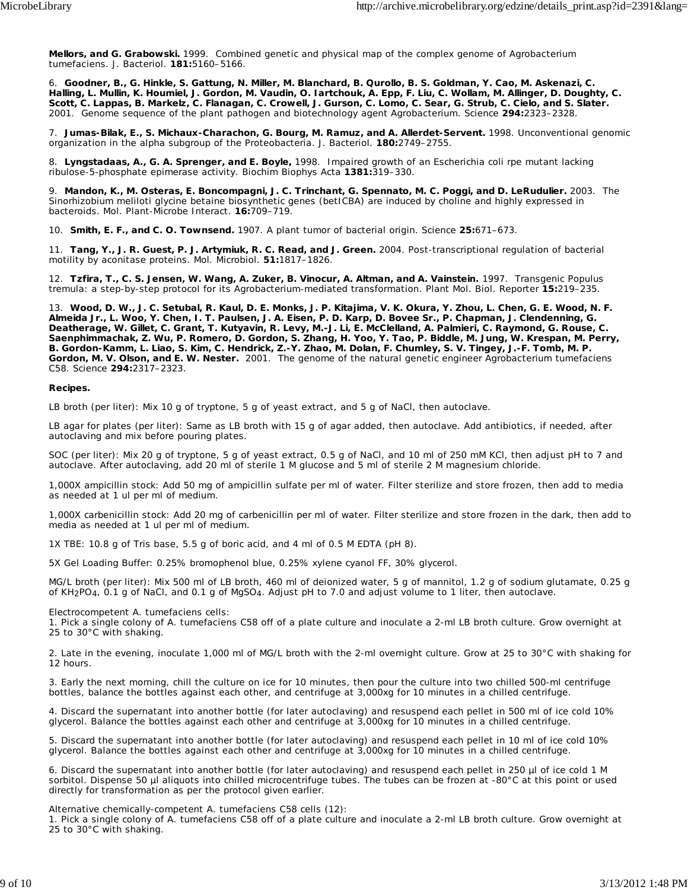**Mellors, and G. Grabowski.** 1999. Combined genetic and physical map of the complex genome of Agrobacterium tumefaciens. J. Bacteriol. **181:**5160–5166.

6. **Goodner, B., G. Hinkle, S. Gattung, N. Miller, M. Blanchard, B. Qurollo, B. S. Goldman, Y. Cao, M. Askenazi, C. Halling, L. Mullin, K. Houmiel, J. Gordon, M. Vaudin, O. Iartchouk, A. Epp, F. Liu, C. Wollam, M. Allinger, D. Doughty, C. Scott, C. Lappas, B. Markelz, C. Flanagan, C. Crowell, J. Gurson, C. Lomo, C. Sear, G. Strub, C. Cielo, and S. Slater.** 2001. Genome sequence of the plant pathogen and biotechnology agent Agrobacterium. Science **294:**2323–2328.

7. **Jumas-Bilak, E., S. Michaux-Charachon, G. Bourg, M. Ramuz, and A. Allerdet-Servent.** 1998. Unconventional genomic organization in the alpha subgroup of the Proteobacteria. J. Bacteriol. **180:**2749–2755.

8. **Lyngstadaas, A., G. A. Sprenger, and E. Boyle,** 1998. Impaired growth of an Escherichia coli rpe mutant lacking ribulose-5-phosphate epimerase activity. Biochim Biophys Acta **1381:**319–330.

9. **Mandon, K., M. Osteras, E. Boncompagni, J. C. Trinchant, G. Spennato, M. C. Poggi, and D. LeRudulier.** 2003. The Sinorhizobium meliloti glycine betaine biosynthetic genes (betICBA) are induced by choline and highly expressed in bacteroids. Mol. Plant-Microbe Interact. **16:**709–719.

10. **Smith, E. F., and C. O. Townsend.** 1907. A plant tumor of bacterial origin. Science **25:**671–673.

11. **Tang, Y., J. R. Guest, P. J. Artymiuk, R. C. Read, and J. Green.** 2004. Post-transcriptional regulation of bacterial motility by aconitase proteins. Mol. Microbiol. **51:**1817–1826.

12. **Tzfira, T., C. S. Jensen, W. Wang, A. Zuker, B. Vinocur, A. Altman, and A. Vainstein.** 1997. Transgenic Populus tremula: a step-by-step protocol for its Agrobacterium-mediated transformation. Plant Mol. Biol. Reporter **15:**219–235.

13. **Wood, D. W., J. C. Setubal, R. Kaul, D. E. Monks, J. P. Kitajima, V. K. Okura, Y. Zhou, L. Chen, G. E. Wood, N. F. Almeida Jr., L. Woo, Y. Chen, I. T. Paulsen, J. A. Eisen, P. D. Karp, D. Bovee Sr., P. Chapman, J. Clendenning, G. Deatherage, W. Gillet, C. Grant, T. Kutyavin, R. Levy, M.-J. Li, E. McClelland, A. Palmieri, C. Raymond, G. Rouse, C. Saenphimmachak, Z. Wu, P. Romero, D. Gordon, S. Zhang, H. Yoo, Y. Tao, P. Biddle, M. Jung, W. Krespan, M. Perry, B. Gordon-Kamm, L. Liao, S. Kim, C. Hendrick, Z.-Y. Zhao, M. Dolan, F. Chumley, S. V. Tingey, J.-F. Tomb, M. P. Gordon, M. V. Olson, and E. W. Nester.** 2001. The genome of the natural genetic engineer Agrobacterium tumefaciens C58. Science **294:**2317–2323.

**Recipes.**

LB broth (per liter): Mix 10 g of tryptone, 5 g of yeast extract, and 5 g of NaCl, then autoclave.

LB agar for plates (per liter): Same as LB broth with 15 g of agar added, then autoclave. Add antibiotics, if needed, after autoclaving and mix before pouring plates.

SOC (per liter): Mix 20 g of tryptone, 5 g of yeast extract, 0.5 g of NaCl, and 10 ml of 250 mM KCl, then adjust pH to 7 and autoclave. After autoclaving, add 20 ml of sterile 1 M glucose and 5 ml of sterile 2 M magnesium chloride.

1,000X ampicillin stock: Add 50 mg of ampicillin sulfate per ml of water. Filter sterilize and store frozen, then add to media as needed at 1 ul per ml of medium.

1,000X carbenicillin stock: Add 20 mg of carbenicillin per ml of water. Filter sterilize and store frozen in the dark, then add to media as needed at 1 ul per ml of medium.

1X TBE: 10.8 g of Tris base, 5.5 g of boric acid, and 4 ml of 0.5 M EDTA (pH 8).

5X Gel Loading Buffer: 0.25% bromophenol blue, 0.25% xylene cyanol FF, 30% glycerol.

MG/L broth (per liter): Mix 500 ml of LB broth, 460 ml of deionized water, 5 g of mannitol, 1.2 g of sodium glutamate, 0.25 g of $KH_2PO_4$, 0.1 g of NaCl, and 0.1 g of $MgSO_4$. Adjust pH to 7.0 and adjust volume to 1 liter, then autoclave.

Electrocompetent A. tumefaciens cells:

1. Pick a single colony of A. tumefaciens C58 off of a plate culture and inoculate a 2-ml LB broth culture. Grow overnight at 25 to 30°C with shaking.

2. Late in the evening, inoculate 1,000 ml of MG/L broth with the 2-ml overnight culture. Grow at 25 to 30°C with shaking for 12 hours.

3. Early the next morning, chill the culture on ice for 10 minutes, then pour the culture into two chilled 500-ml centrifuge bottles, balance the bottles against each other, and centrifuge at 3,000xg for 10 minutes in a chilled centrifuge.

4. Discard the supernatant into another bottle (for later autoclaving) and resuspend each pellet in 500 ml of ice cold 10% glycerol. Balance the bottles against each other and centrifuge at 3,000xg for 10 minutes in a chilled centrifuge.

5. Discard the supernatant into another bottle (for later autoclaving) and resuspend each pellet in 10 ml of ice cold 10% glycerol. Balance the bottles against each other and centrifuge at 3,000xg for 10 minutes in a chilled centrifuge.

6. Discard the supernatant into another bottle (for later autoclaving) and resuspend each pellet in 250 µl of ice cold 1 M sorbitol. Dispense 50 µl aliquots into chilled microcentrifuge tubes. The tubes can be frozen at -80°C at this point or used directly for transformation as per the protocol given earlier.

Alternative chemically-competent A. tumefaciens C58 cells (12):

1. Pick a single colony of A. tumefaciens C58 off of a plate culture and inoculate a 2-ml LB broth culture. Grow overnight at 25 to 30°C with shaking.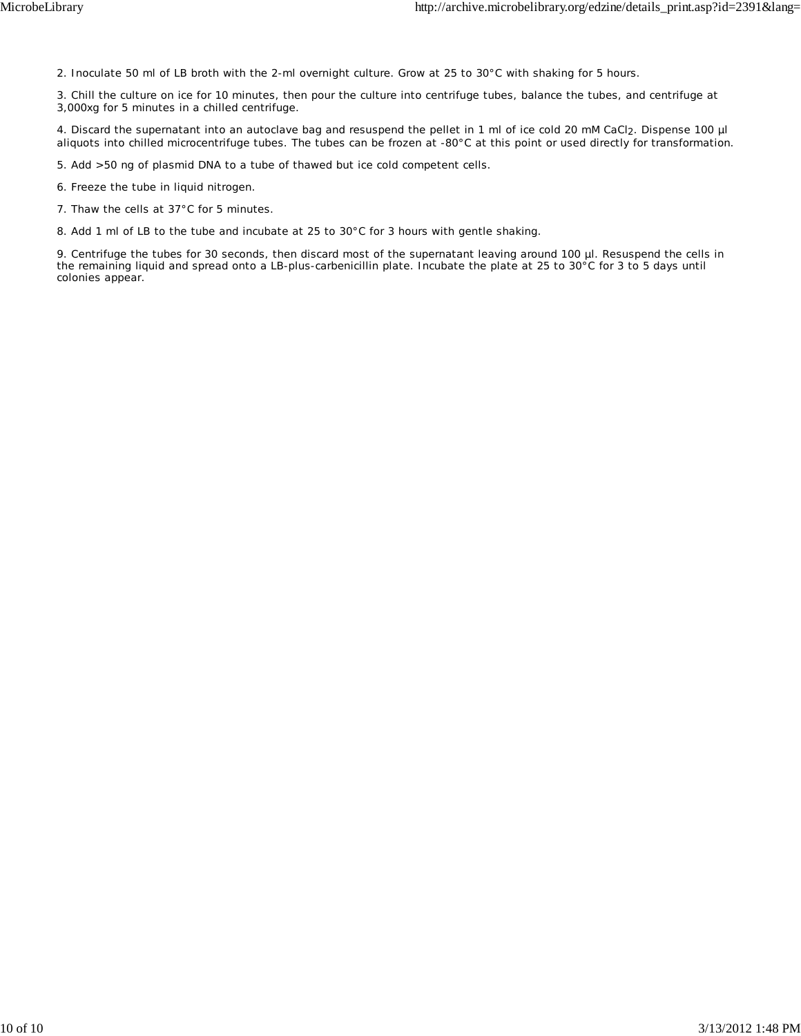2. Inoculate 50 ml of LB broth with the 2-ml overnight culture. Grow at 25 to 30°C with shaking for 5 hours.

3. Chill the culture on ice for 10 minutes, then pour the culture into centrifuge tubes, balance the tubes, and centrifuge at 3,000xg for 5 minutes in a chilled centrifuge.

4. Discard the supernatant into an autoclave bag and resuspend the pellet in 1 ml of ice cold 20 mM $CaCl_2$. Dispense 100 µl aliquots into chilled microcentrifuge tubes. The tubes can be frozen at -80°C at this point or used directly for transformation.

5. Add >50 ng of plasmid DNA to a tube of thawed but ice cold competent cells.

6. Freeze the tube in liquid nitrogen.

7. Thaw the cells at 37°C for 5 minutes.

8. Add 1 ml of LB to the tube and incubate at 25 to 30°C for 3 hours with gentle shaking.

9. Centrifuge the tubes for 30 seconds, then discard most of the supernatant leaving around 100 µl. Resuspend the cells in the remaining liquid and spread onto a LB-plus-carbenicillin plate. Incubate the plate at 25 to 30°C for 3 to 5 days until colonies appear.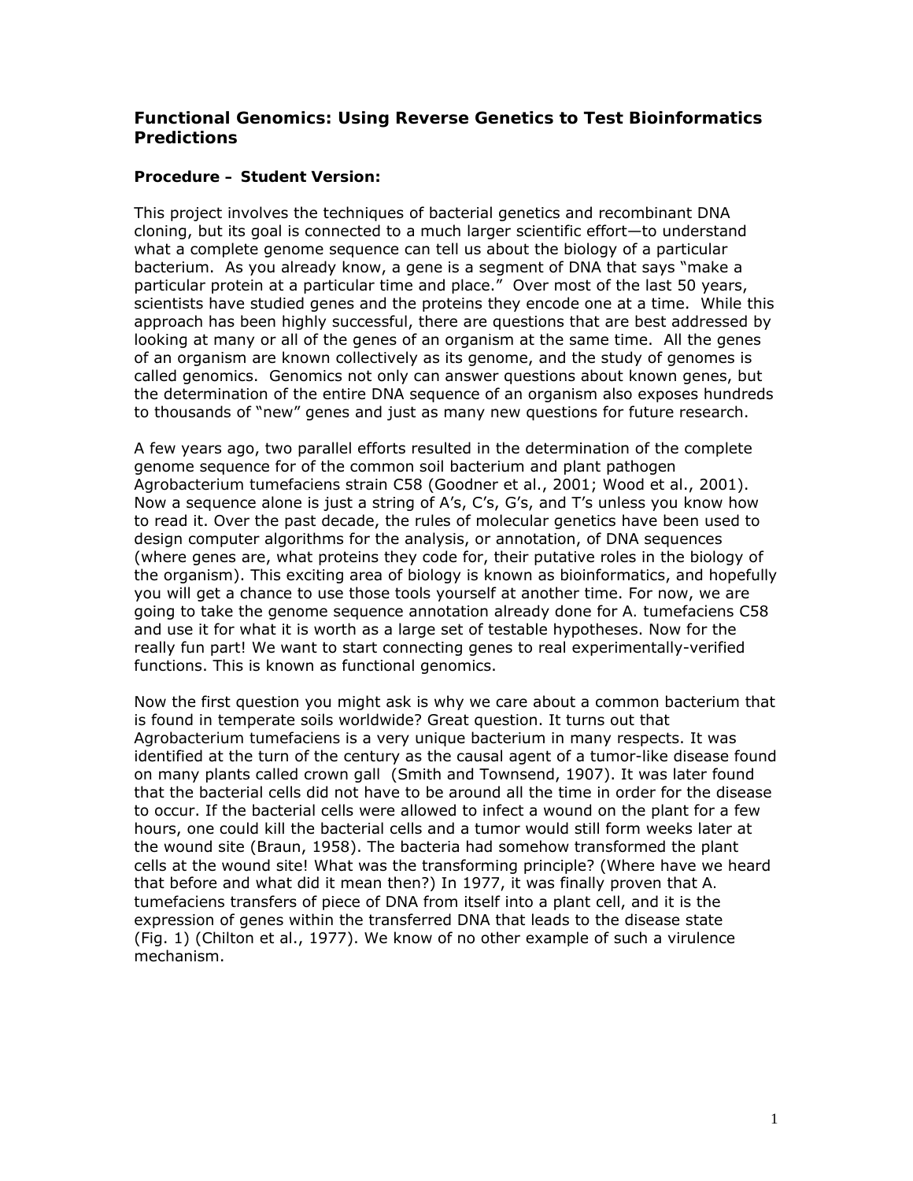### Functional Genomics: Using Reverse Genetics to Test Bioinformatics Predictions

**Procedure – Student Version:**

This project involves the techniques of bacterial genetics and recombinant DNA cloning, but its goal is connected to a much larger scientific effort—to understand what a complete genome sequence can tell us about the biology of a particular bacterium. As you already know, a gene is a segment of DNA that says "make a particular protein at a particular time and place." Over most of the last 50 years, scientists have studied genes and the proteins they encode one at a time. While this approach has been highly successful, there are questions that are best addressed by looking at many or all of the genes of an organism at the same time. All the genes of an organism are known collectively as its genome, and the study of genomes is called genomics. Genomics not only can answer questions about known genes, but the determination of the entire DNA sequence of an organism also exposes hundreds to thousands of "new" genes and just as many new questions for future research.

A few years ago, two parallel efforts resulted in the determination of the complete genome sequence for of the common soil bacterium and plant pathogen Agrobacterium tumefaciens strain C58 (Goodner et al., 2001; Wood et al., 2001). Now a sequence alone is just a string of A's, C's, G's, and T's unless you know how to read it. Over the past decade, the rules of molecular genetics have been used to design computer algorithms for the analysis, or annotation, of DNA sequences (where genes are, what proteins they code for, their putative roles in the biology of the organism). This exciting area of biology is known as bioinformatics, and hopefully you will get a chance to use those tools yourself at another time. For now, we are going to take the genome sequence annotation already done for A. tumefaciens C58 and use it for what it is worth as a large set of testable hypotheses. Now for the really fun part! We want to start connecting genes to real experimentally-verified functions. This is known as functional genomics.

Now the first question you might ask is why we care about a common bacterium that is found in temperate soils worldwide? Great question. It turns out that Agrobacterium tumefaciens is a very unique bacterium in many respects. It was identified at the turn of the century as the causal agent of a tumor-like disease found on many plants called crown gall (Smith and Townsend, 1907). It was later found that the bacterial cells did not have to be around all the time in order for the disease to occur. If the bacterial cells were allowed to infect a wound on the plant for a few hours, one could kill the bacterial cells and a tumor would still form weeks later at the wound site (Braun, 1958). The bacteria had somehow transformed the plant cells at the wound site! What was the transforming principle? (Where have we heard that before and what did it mean then?) In 1977, it was finally proven that A. tumefaciens transfers of piece of DNA from itself into a plant cell, and it is the expression of genes within the transferred DNA that leads to the disease state (Fig. 1) (Chilton et al., 1977). We know of no other example of such a virulence mechanism.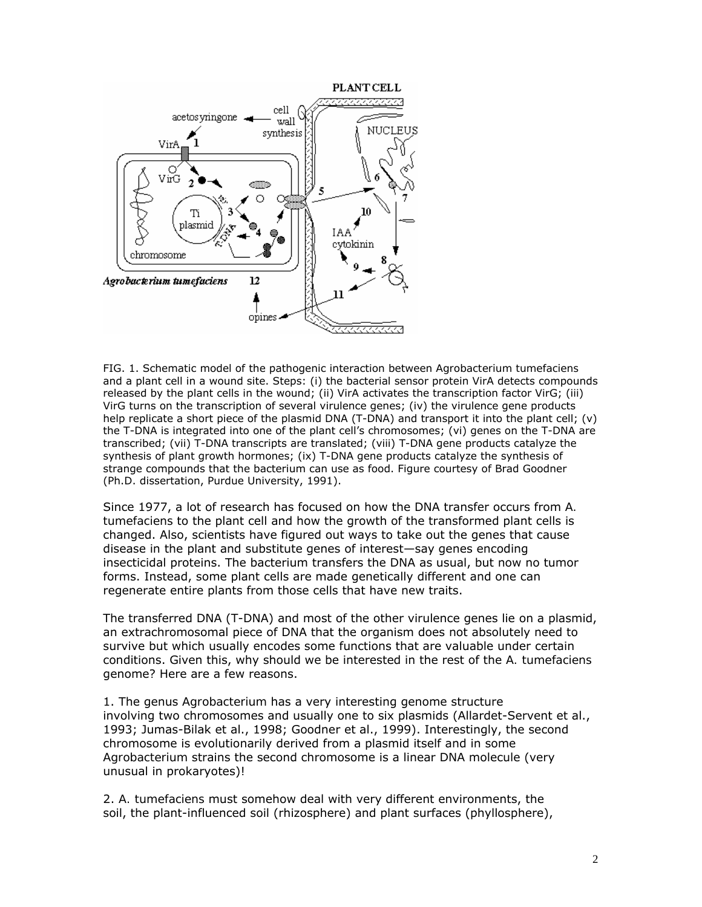FIG. 1. Schematic model of the pathogenic interaction between Agrobacterium tumefaciens and a plant cell in a wound site. Steps: (i) the bacterial sensor protein VirA detects compounds released by the plant cells in the wound; (ii) VirA activates the transcription factor VirG; (iii) VirG turns on the transcription of several virulence genes; (iv) the virulence gene products help replicate a short piece of the plasmid DNA (T-DNA) and transport it into the plant cell; (v) the T-DNA is integrated into one of the plant cell's chromosomes; (vi) genes on the T-DNA are transcribed; (vii) T-DNA transcripts are translated; (viii) T-DNA gene products catalyze the synthesis of plant growth hormones; (ix) T-DNA gene products catalyze the synthesis of strange compounds that the bacterium can use as food. Figure courtesy of Brad Goodner (Ph.D. dissertation, Purdue University, 1991).

Since 1977, a lot of research has focused on how the DNA transfer occurs from A. tumefaciens to the plant cell and how the growth of the transformed plant cells is changed. Also, scientists have figured out ways to take out the genes that cause disease in the plant and substitute genes of interest—say genes encoding insecticidal proteins. The bacterium transfers the DNA as usual, but now no tumor forms. Instead, some plant cells are made genetically different and one can regenerate entire plants from those cells that have new traits.

The transferred DNA (T-DNA) and most of the other virulence genes lie on a plasmid, an extrachromosomal piece of DNA that the organism does not absolutely need to survive but which usually encodes some functions that are valuable under certain conditions. Given this, why should we be interested in the rest of the A. tumefaciens genome? Here are a few reasons.

1. The genus Agrobacterium has a very interesting genome structure involving two chromosomes and usually one to six plasmids (Allardet-Servent et al., 1993; Jumas-Bilak et al., 1998; Goodner et al., 1999). Interestingly, the second chromosome is evolutionarily derived from a plasmid itself and in some Agrobacterium strains the second chromosome is a linear DNA molecule (very unusual in prokaryotes)!

2. A. tumefaciens must somehow deal with very different environments, the soil, the plant-influenced soil (rhizosphere) and plant surfaces (phyllosphere),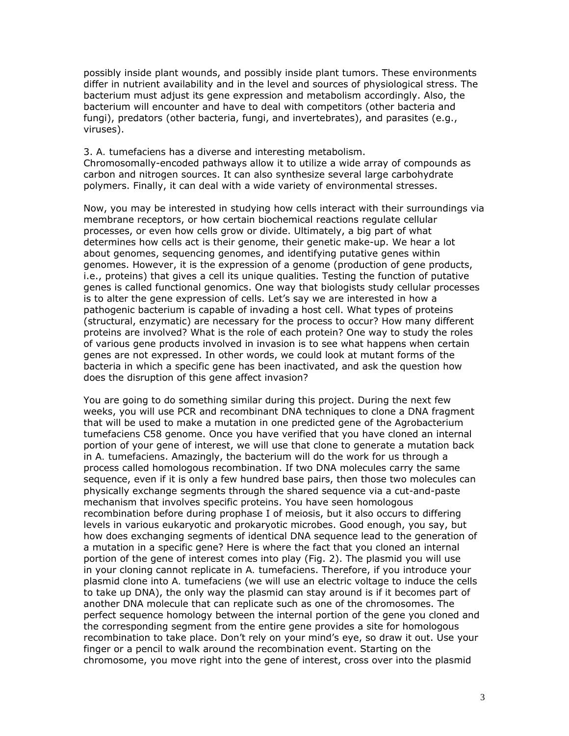possibly inside plant wounds, and possibly inside plant tumors. These environments differ in nutrient availability and in the level and sources of physiological stress. The bacterium must adjust its gene expression and metabolism accordingly. Also, the bacterium will encounter and have to deal with competitors (other bacteria and fungi), predators (other bacteria, fungi, and invertebrates), and parasites (e.g., viruses).

3. A. tumefaciens has a diverse and interesting metabolism. Chromosomally-encoded pathways allow it to utilize a wide array of compounds as carbon and nitrogen sources. It can also synthesize several large carbohydrate polymers. Finally, it can deal with a wide variety of environmental stresses.

Now, you may be interested in studying how cells interact with their surroundings via membrane receptors, or how certain biochemical reactions regulate cellular processes, or even how cells grow or divide. Ultimately, a big part of what determines how cells act is their genome, their genetic make-up. We hear a lot about genomes, sequencing genomes, and identifying putative genes within genomes. However, it is the expression of a genome (production of gene products, i.e., proteins) that gives a cell its unique qualities. Testing the function of putative genes is called functional genomics. One way that biologists study cellular processes is to alter the gene expression of cells. Let's say we are interested in how a pathogenic bacterium is capable of invading a host cell. What types of proteins (structural, enzymatic) are necessary for the process to occur? How many different proteins are involved? What is the role of each protein? One way to study the roles of various gene products involved in invasion is to see what happens when certain genes are not expressed. In other words, we could look at mutant forms of the bacteria in which a specific gene has been inactivated, and ask the question how does the disruption of this gene affect invasion?

You are going to do something similar during this project. During the next few weeks, you will use PCR and recombinant DNA techniques to clone a DNA fragment that will be used to make a mutation in one predicted gene of the Agrobacterium tumefaciens C58 genome. Once you have verified that you have cloned an internal portion of your gene of interest, we will use that clone to generate a mutation back in A. tumefaciens. Amazingly, the bacterium will do the work for us through a process called homologous recombination. If two DNA molecules carry the same sequence, even if it is only a few hundred base pairs, then those two molecules can physically exchange segments through the shared sequence via a cut-and-paste mechanism that involves specific proteins. You have seen homologous recombination before during prophase I of meiosis, but it also occurs to differing levels in various eukaryotic and prokaryotic microbes. Good enough, you say, but how does exchanging segments of identical DNA sequence lead to the generation of a mutation in a specific gene? Here is where the fact that you cloned an internal portion of the gene of interest comes into play (Fig. 2). The plasmid you will use in your cloning cannot replicate in A. tumefaciens. Therefore, if you introduce your plasmid clone into A. tumefaciens (we will use an electric voltage to induce the cells to take up DNA), the only way the plasmid can stay around is if it becomes part of another DNA molecule that can replicate such as one of the chromosomes. The perfect sequence homology between the internal portion of the gene you cloned and the corresponding segment from the entire gene provides a site for homologous recombination to take place. Don't rely on your mind's eye, so draw it out. Use your finger or a pencil to walk around the recombination event. Starting on the chromosome, you move right into the gene of interest, cross over into the plasmid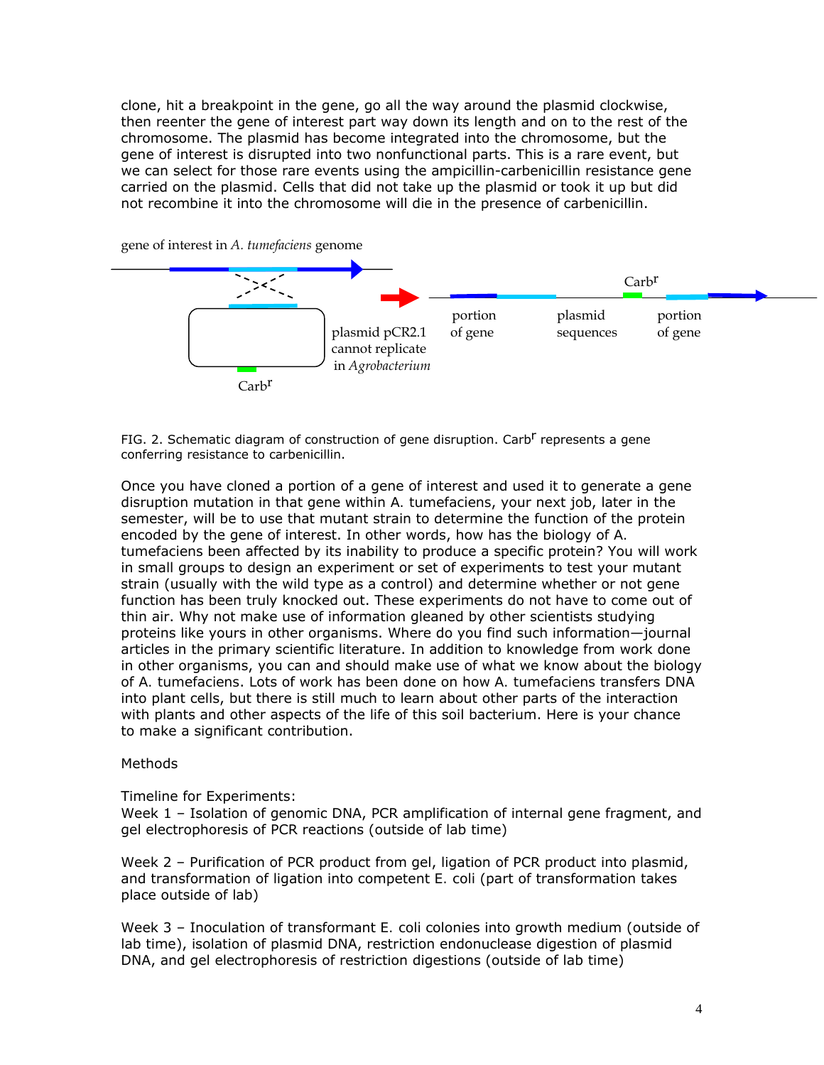clone, hit a breakpoint in the gene, go all the way around the plasmid clockwise, then reenter the gene of interest part way down its length and on to the rest of the chromosome. The plasmid has become integrated into the chromosome, but the gene of interest is disrupted into two nonfunctional parts. This is a rare event, but we can select for those rare events using the ampicillin-carbenicillin resistance gene carried on the plasmid. Cells that did not take up the plasmid or took it up but did not recombine it into the chromosome will die in the presence of carbenicillin.

gene of interest in *A. tumefaciens* genome

plasmid pCR2.1 cannot replicate in *Agrobacterium*

$Carb^r$

portion of gene

plasmid sequences

$Carb^r$

portion of gene

FIG. 2. Schematic diagram of construction of gene disruption. $Carb^r$ represents a gene conferring resistance to carbenicillin.

Once you have cloned a portion of a gene of interest and used it to generate a gene disruption mutation in that gene within A. tumefaciens, your next job, later in the semester, will be to use that mutant strain to determine the function of the protein encoded by the gene of interest. In other words, how has the biology of A. tumefaciens been affected by its inability to produce a specific protein? You will work in small groups to design an experiment or set of experiments to test your mutant strain (usually with the wild type as a control) and determine whether or not gene function has been truly knocked out. These experiments do not have to come out of thin air. Why not make use of information gleaned by other scientists studying proteins like yours in other organisms. Where do you find such information—journal articles in the primary scientific literature. In addition to knowledge from work done in other organisms, you can and should make use of what we know about the biology of A. tumefaciens. Lots of work has been done on how A. tumefaciens transfers DNA into plant cells, but there is still much to learn about other parts of the interaction with plants and other aspects of the life of this soil bacterium. Here is your chance to make a significant contribution.

Methods

Timeline for Experiments:

Week 1 – Isolation of genomic DNA, PCR amplification of internal gene fragment, and gel electrophoresis of PCR reactions (outside of lab time)

Week 2 – Purification of PCR product from gel, ligation of PCR product into plasmid, and transformation of ligation into competent E. coli (part of transformation takes place outside of lab)

Week 3 – Inoculation of transformant E. coli colonies into growth medium (outside of lab time), isolation of plasmid DNA, restriction endonuclease digestion of plasmid DNA, and gel electrophoresis of restriction digestions (outside of lab time)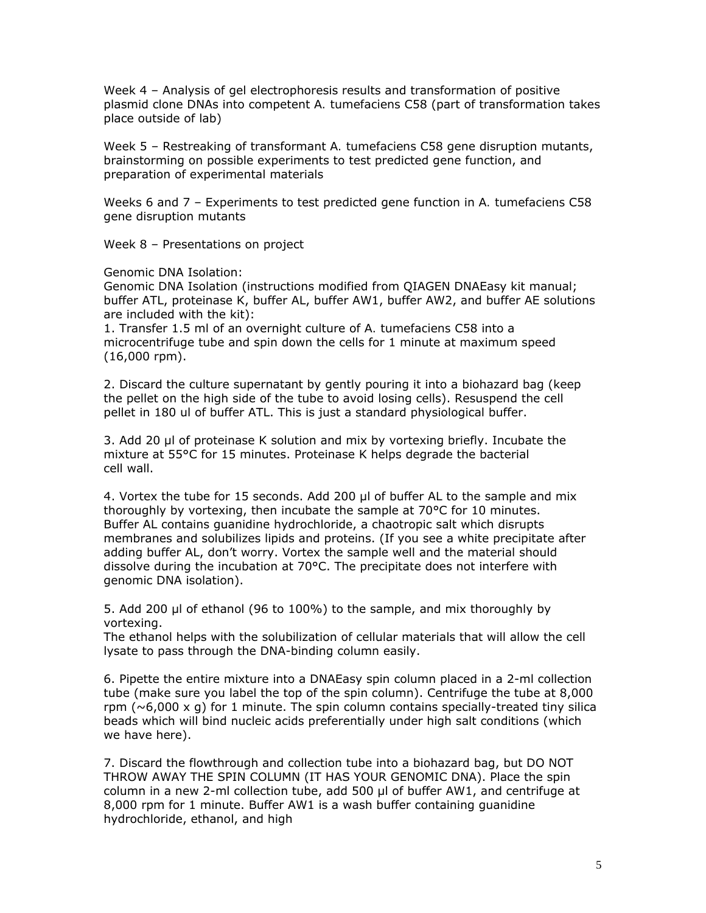Week 4 – Analysis of gel electrophoresis results and transformation of positive plasmid clone DNAs into competent A. tumefaciens C58 (part of transformation takes place outside of lab)

Week 5 – Restreaking of transformant A. tumefaciens C58 gene disruption mutants, brainstorming on possible experiments to test predicted gene function, and preparation of experimental materials

Weeks 6 and 7 – Experiments to test predicted gene function in A. tumefaciens C58 gene disruption mutants

Week 8 – Presentations on project

Genomic DNA Isolation:

Genomic DNA Isolation (instructions modified from QIAGEN DNAEasy kit manual; buffer ATL, proteinase K, buffer AL, buffer AW1, buffer AW2, and buffer AE solutions are included with the kit):

1. Transfer 1.5 ml of an overnight culture of A. tumefaciens C58 into a microcentrifuge tube and spin down the cells for 1 minute at maximum speed (16,000 rpm).

2. Discard the culture supernatant by gently pouring it into a biohazard bag (keep the pellet on the high side of the tube to avoid losing cells). Resuspend the cell pellet in 180 ul of buffer ATL. This is just a standard physiological buffer.

3. Add 20 µl of proteinase K solution and mix by vortexing briefly. Incubate the mixture at 55°C for 15 minutes. Proteinase K helps degrade the bacterial cell wall.

4. Vortex the tube for 15 seconds. Add 200 µl of buffer AL to the sample and mix thoroughly by vortexing, then incubate the sample at 70°C for 10 minutes. Buffer AL contains guanidine hydrochloride, a chaotropic salt which disrupts membranes and solubilizes lipids and proteins. (If you see a white precipitate after adding buffer AL, don't worry. Vortex the sample well and the material should dissolve during the incubation at 70°C. The precipitate does not interfere with genomic DNA isolation).

5. Add 200 µl of ethanol (96 to 100%) to the sample, and mix thoroughly by vortexing.
The ethanol helps with the solubilization of cellular materials that will allow the cell lysate to pass through the DNA-binding column easily.

6. Pipette the entire mixture into a DNAEasy spin column placed in a 2-ml collection tube (make sure you label the top of the spin column). Centrifuge the tube at 8,000 rpm (~6,000 x g) for 1 minute. The spin column contains specially-treated tiny silica beads which will bind nucleic acids preferentially under high salt conditions (which we have here).

7. Discard the flowthrough and collection tube into a biohazard bag, but DO NOT THROW AWAY THE SPIN COLUMN (IT HAS YOUR GENOMIC DNA). Place the spin column in a new 2-ml collection tube, add 500 µl of buffer AW1, and centrifuge at 8,000 rpm for 1 minute. Buffer AW1 is a wash buffer containing guanidine hydrochloride, ethanol, and high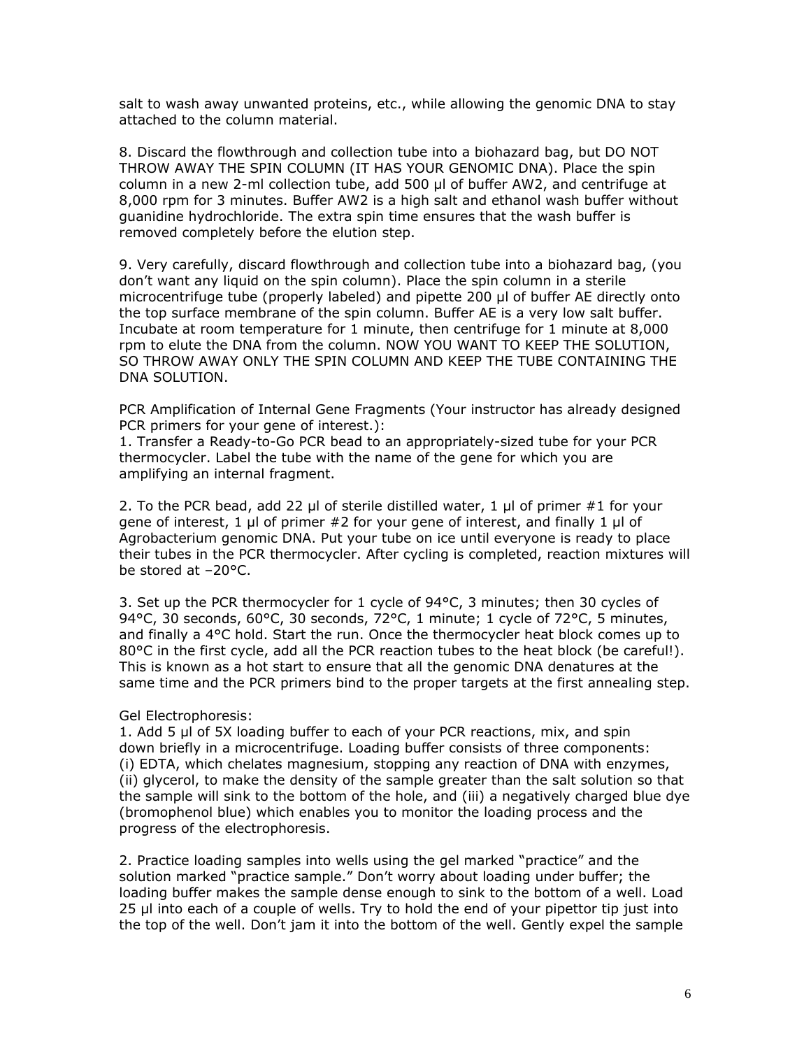salt to wash away unwanted proteins, etc., while allowing the genomic DNA to stay attached to the column material.

8. Discard the flowthrough and collection tube into a biohazard bag, but DO NOT THROW AWAY THE SPIN COLUMN (IT HAS YOUR GENOMIC DNA). Place the spin column in a new 2-ml collection tube, add 500 µl of buffer AW2, and centrifuge at 8,000 rpm for 3 minutes. Buffer AW2 is a high salt and ethanol wash buffer without guanidine hydrochloride. The extra spin time ensures that the wash buffer is removed completely before the elution step.

9. Very carefully, discard flowthrough and collection tube into a biohazard bag, (you don't want any liquid on the spin column). Place the spin column in a sterile microcentrifuge tube (properly labeled) and pipette 200 µl of buffer AE directly onto the top surface membrane of the spin column. Buffer AE is a very low salt buffer. Incubate at room temperature for 1 minute, then centrifuge for 1 minute at 8,000 rpm to elute the DNA from the column. NOW YOU WANT TO KEEP THE SOLUTION, SO THROW AWAY ONLY THE SPIN COLUMN AND KEEP THE TUBE CONTAINING THE DNA SOLUTION.

PCR Amplification of Internal Gene Fragments (Your instructor has already designed PCR primers for your gene of interest.):

1. Transfer a Ready-to-Go PCR bead to an appropriately-sized tube for your PCR thermocycler. Label the tube with the name of the gene for which you are amplifying an internal fragment.

2. To the PCR bead, add 22 µl of sterile distilled water, 1 µl of primer #1 for your gene of interest, 1 µl of primer #2 for your gene of interest, and finally 1 µl of Agrobacterium genomic DNA. Put your tube on ice until everyone is ready to place their tubes in the PCR thermocycler. After cycling is completed, reaction mixtures will be stored at –20°C.

3. Set up the PCR thermocycler for 1 cycle of 94°C, 3 minutes; then 30 cycles of 94°C, 30 seconds, 60°C, 30 seconds, 72°C, 1 minute; 1 cycle of 72°C, 5 minutes, and finally a 4°C hold. Start the run. Once the thermocycler heat block comes up to 80°C in the first cycle, add all the PCR reaction tubes to the heat block (be careful!). This is known as a hot start to ensure that all the genomic DNA denatures at the same time and the PCR primers bind to the proper targets at the first annealing step.

Gel Electrophoresis:

1. Add 5 µl of 5X loading buffer to each of your PCR reactions, mix, and spin down briefly in a microcentrifuge. Loading buffer consists of three components: (i) EDTA, which chelates magnesium, stopping any reaction of DNA with enzymes, (ii) glycerol, to make the density of the sample greater than the salt solution so that the sample will sink to the bottom of the hole, and (iii) a negatively charged blue dye (bromophenol blue) which enables you to monitor the loading process and the progress of the electrophoresis.

2. Practice loading samples into wells using the gel marked "practice" and the solution marked "practice sample." Don't worry about loading under buffer; the loading buffer makes the sample dense enough to sink to the bottom of a well. Load 25 µl into each of a couple of wells. Try to hold the end of your pipettor tip just into the top of the well. Don't jam it into the bottom of the well. Gently expel the sample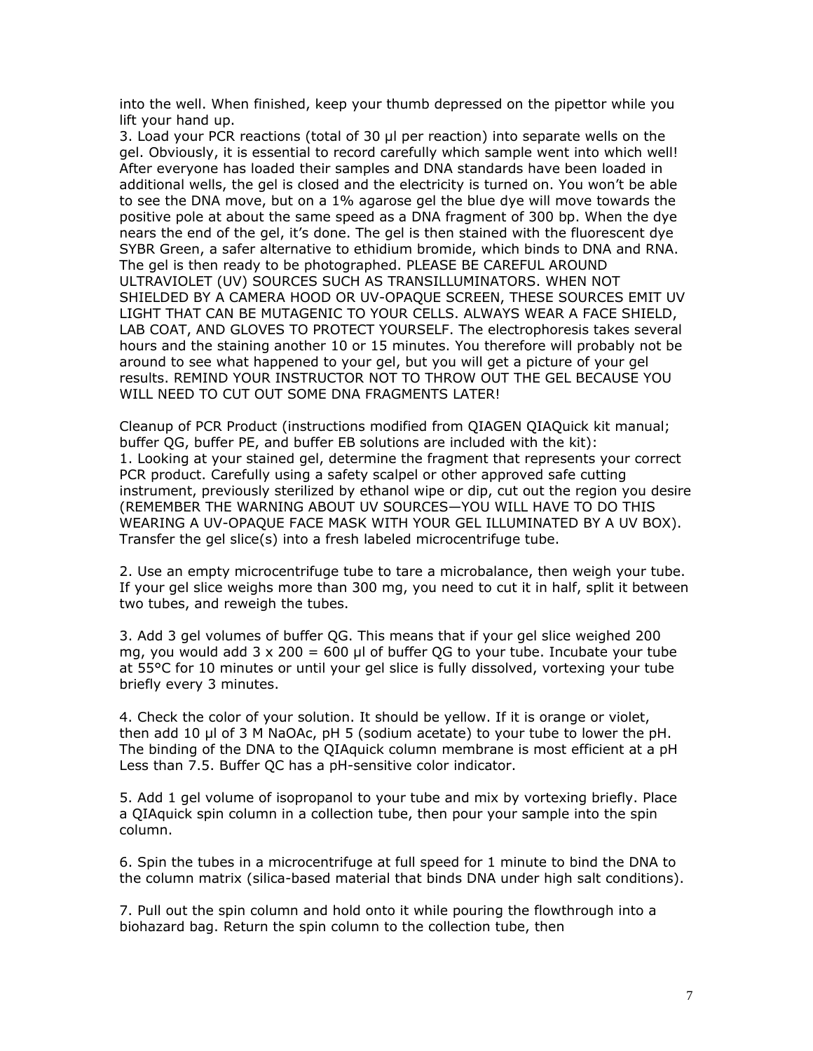into the well. When finished, keep your thumb depressed on the pipettor while you lift your hand up.

3. Load your PCR reactions (total of 30 µl per reaction) into separate wells on the gel. Obviously, it is essential to record carefully which sample went into which well! After everyone has loaded their samples and DNA standards have been loaded in additional wells, the gel is closed and the electricity is turned on. You won't be able to see the DNA move, but on a 1% agarose gel the blue dye will move towards the positive pole at about the same speed as a DNA fragment of 300 bp. When the dye nears the end of the gel, it's done. The gel is then stained with the fluorescent dye SYBR Green, a safer alternative to ethidium bromide, which binds to DNA and RNA. The gel is then ready to be photographed. PLEASE BE CAREFUL AROUND ULTRAVIOLET (UV) SOURCES SUCH AS TRANSILLUMINATORS. WHEN NOT SHIELDED BY A CAMERA HOOD OR UV-OPAQUE SCREEN, THESE SOURCES EMIT UV LIGHT THAT CAN BE MUTAGENIC TO YOUR CELLS. ALWAYS WEAR A FACE SHIELD, LAB COAT, AND GLOVES TO PROTECT YOURSELF. The electrophoresis takes several hours and the staining another 10 or 15 minutes. You therefore will probably not be around to see what happened to your gel, but you will get a picture of your gel results. REMIND YOUR INSTRUCTOR NOT TO THROW OUT THE GEL BECAUSE YOU WILL NEED TO CUT OUT SOME DNA FRAGMENTS LATER!

Cleanup of PCR Product (instructions modified from QIAGEN QIAQuick kit manual; buffer QG, buffer PE, and buffer EB solutions are included with the kit):

1. Looking at your stained gel, determine the fragment that represents your correct PCR product. Carefully using a safety scalpel or other approved safe cutting instrument, previously sterilized by ethanol wipe or dip, cut out the region you desire (REMEMBER THE WARNING ABOUT UV SOURCES—YOU WILL HAVE TO DO THIS WEARING A UV-OPAQUE FACE MASK WITH YOUR GEL ILLUMINATED BY A UV BOX). Transfer the gel slice(s) into a fresh labeled microcentrifuge tube.

2. Use an empty microcentrifuge tube to tare a microbalance, then weigh your tube. If your gel slice weighs more than 300 mg, you need to cut it in half, split it between two tubes, and reweigh the tubes.

3. Add 3 gel volumes of buffer QG. This means that if your gel slice weighed 200 mg, you would add $3 \times 200 = 600$ µl of buffer QG to your tube. Incubate your tube at 55°C for 10 minutes or until your gel slice is fully dissolved, vortexing your tube briefly every 3 minutes.

4. Check the color of your solution. It should be yellow. If it is orange or violet, then add 10 µl of 3 M NaOAc, pH 5 (sodium acetate) to your tube to lower the pH. The binding of the DNA to the QIAquick column membrane is most efficient at a pH Less than 7.5. Buffer QC has a pH-sensitive color indicator.

5. Add 1 gel volume of isopropanol to your tube and mix by vortexing briefly. Place a QIAquick spin column in a collection tube, then pour your sample into the spin column.

6. Spin the tubes in a microcentrifuge at full speed for 1 minute to bind the DNA to the column matrix (silica-based material that binds DNA under high salt conditions).

7. Pull out the spin column and hold onto it while pouring the flowthrough into a biohazard bag. Return the spin column to the collection tube, then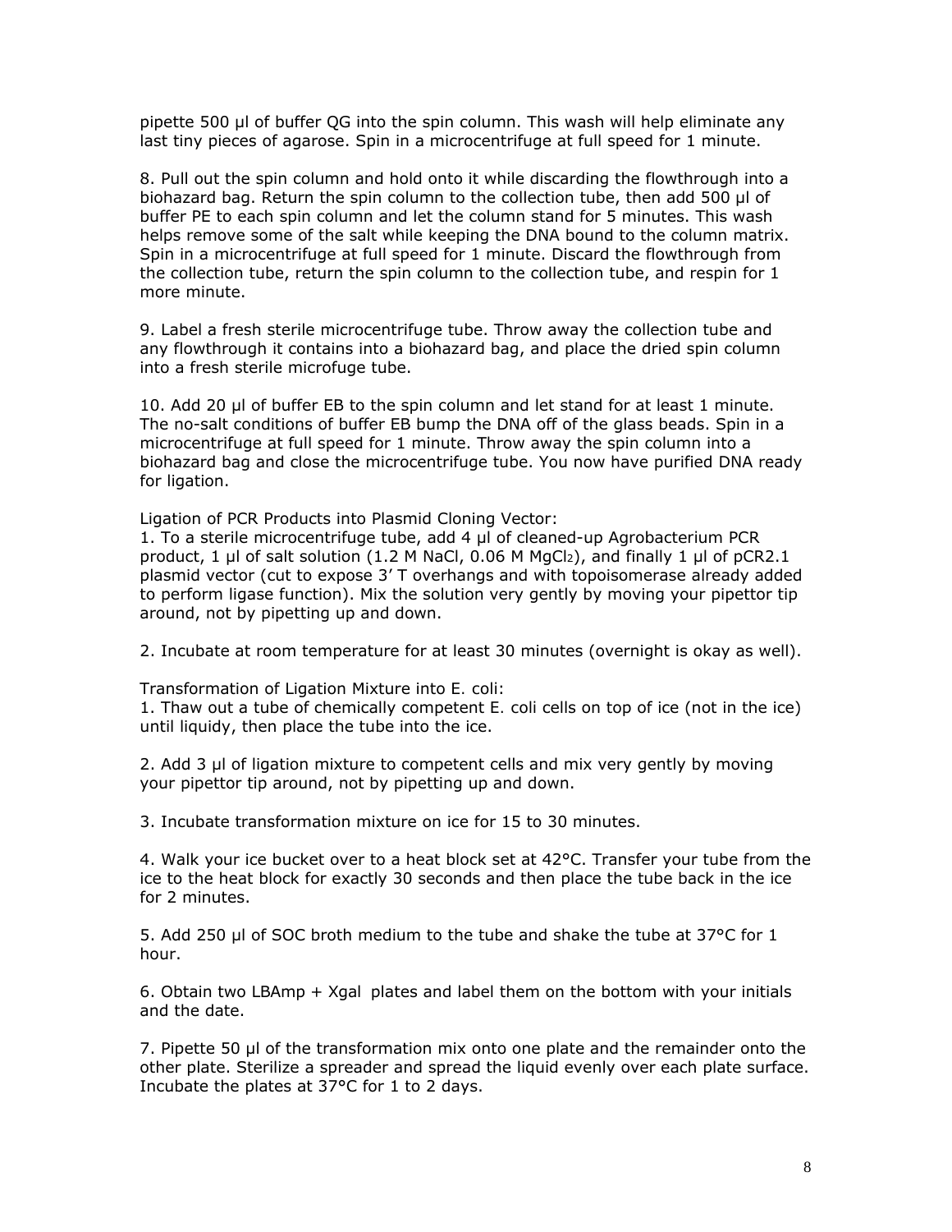pipette 500 µl of buffer QG into the spin column. This wash will help eliminate any last tiny pieces of agarose. Spin in a microcentrifuge at full speed for 1 minute.

8. Pull out the spin column and hold onto it while discarding the flowthrough into a biohazard bag. Return the spin column to the collection tube, then add 500 µl of buffer PE to each spin column and let the column stand for 5 minutes. This wash helps remove some of the salt while keeping the DNA bound to the column matrix. Spin in a microcentrifuge at full speed for 1 minute. Discard the flowthrough from the collection tube, return the spin column to the collection tube, and respin for 1 more minute.

9. Label a fresh sterile microcentrifuge tube. Throw away the collection tube and any flowthrough it contains into a biohazard bag, and place the dried spin column into a fresh sterile microfuge tube.

10. Add 20 µl of buffer EB to the spin column and let stand for at least 1 minute. The no-salt conditions of buffer EB bump the DNA off of the glass beads. Spin in a microcentrifuge at full speed for 1 minute. Throw away the spin column into a biohazard bag and close the microcentrifuge tube. You now have purified DNA ready for ligation.

Ligation of PCR Products into Plasmid Cloning Vector:

1. To a sterile microcentrifuge tube, add 4 µl of cleaned-up Agrobacterium PCR product, 1 µl of salt solution (1.2 M NaCl, 0.06 M $MgCl_2$), and finally 1 µl of pCR2.1 plasmid vector (cut to expose 3' T overhangs and with topoisomerase already added to perform ligase function). Mix the solution very gently by moving your pipettor tip around, not by pipetting up and down.

2. Incubate at room temperature for at least 30 minutes (overnight is okay as well).

Transformation of Ligation Mixture into E. coli:

1. Thaw out a tube of chemically competent E. coli cells on top of ice (not in the ice) until liquidy, then place the tube into the ice.

2. Add 3 µl of ligation mixture to competent cells and mix very gently by moving your pipettor tip around, not by pipetting up and down.

3. Incubate transformation mixture on ice for 15 to 30 minutes.

4. Walk your ice bucket over to a heat block set at 42°C. Transfer your tube from the ice to the heat block for exactly 30 seconds and then place the tube back in the ice for 2 minutes.

5. Add 250 µl of SOC broth medium to the tube and shake the tube at 37°C for 1 hour.

6. Obtain two LBAmp + Xgal plates and label them on the bottom with your initials and the date.

7. Pipette 50 µl of the transformation mix onto one plate and the remainder onto the other plate. Sterilize a spreader and spread the liquid evenly over each plate surface. Incubate the plates at 37°C for 1 to 2 days.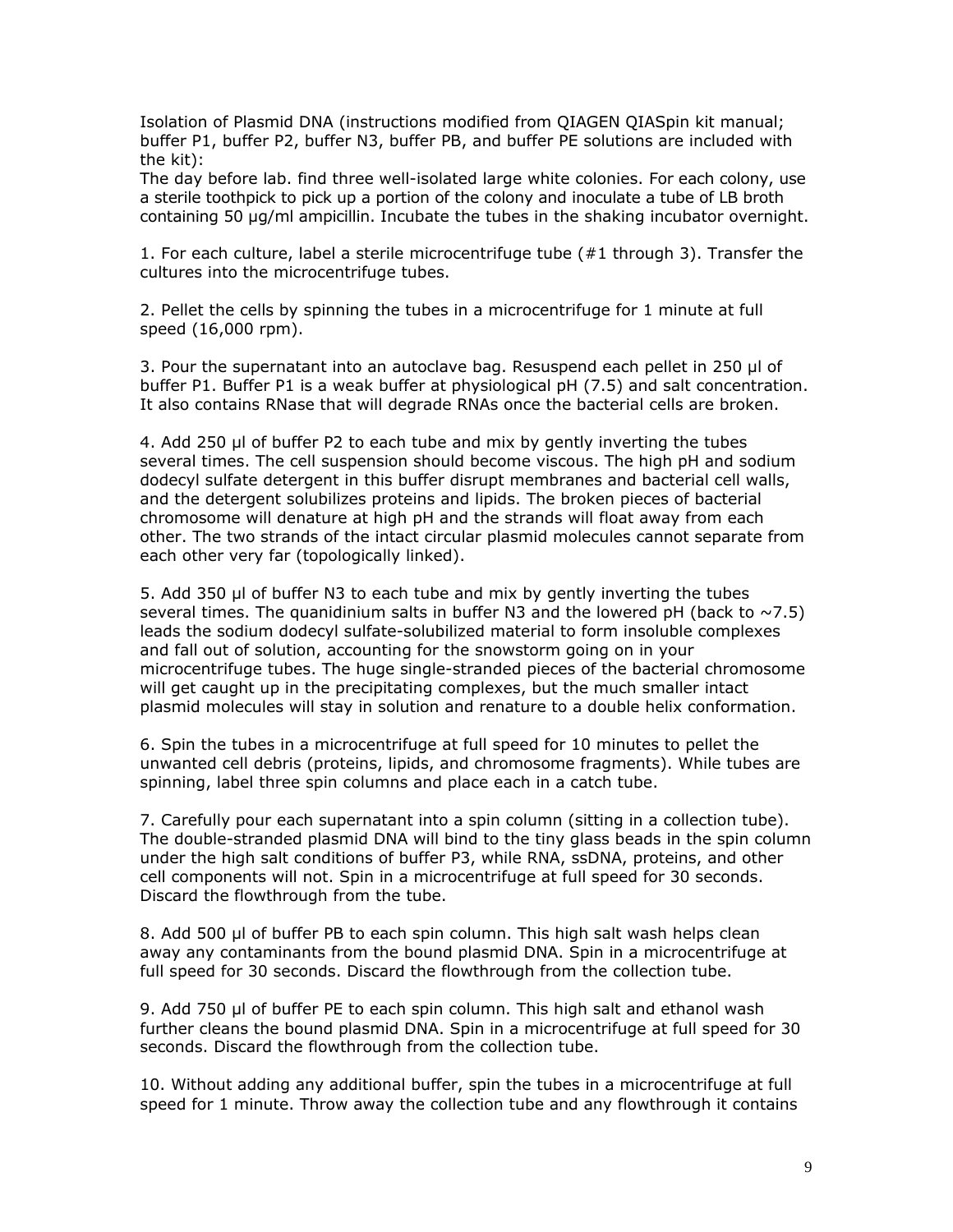Isolation of Plasmid DNA (instructions modified from QIAGEN QIASpin kit manual; buffer P1, buffer P2, buffer N3, buffer PB, and buffer PE solutions are included with the kit):

The day before lab. find three well-isolated large white colonies. For each colony, use a sterile toothpick to pick up a portion of the colony and inoculate a tube of LB broth containing 50 µg/ml ampicillin. Incubate the tubes in the shaking incubator overnight.

1. For each culture, label a sterile microcentrifuge tube (#1 through 3). Transfer the cultures into the microcentrifuge tubes.

2. Pellet the cells by spinning the tubes in a microcentrifuge for 1 minute at full speed (16,000 rpm).

3. Pour the supernatant into an autoclave bag. Resuspend each pellet in 250 µl of buffer P1. Buffer P1 is a weak buffer at physiological pH (7.5) and salt concentration. It also contains RNase that will degrade RNAs once the bacterial cells are broken.

4. Add 250 µl of buffer P2 to each tube and mix by gently inverting the tubes several times. The cell suspension should become viscous. The high pH and sodium dodecyl sulfate detergent in this buffer disrupt membranes and bacterial cell walls, and the detergent solubilizes proteins and lipids. The broken pieces of bacterial chromosome will denature at high pH and the strands will float away from each other. The two strands of the intact circular plasmid molecules cannot separate from each other very far (topologically linked).

5. Add 350 µl of buffer N3 to each tube and mix by gently inverting the tubes several times. The quanidinium salts in buffer N3 and the lowered pH (back to ~7.5) leads the sodium dodecyl sulfate-solubilized material to form insoluble complexes and fall out of solution, accounting for the snowstorm going on in your microcentrifuge tubes. The huge single-stranded pieces of the bacterial chromosome will get caught up in the precipitating complexes, but the much smaller intact plasmid molecules will stay in solution and renature to a double helix conformation.

6. Spin the tubes in a microcentrifuge at full speed for 10 minutes to pellet the unwanted cell debris (proteins, lipids, and chromosome fragments). While tubes are spinning, label three spin columns and place each in a catch tube.

7. Carefully pour each supernatant into a spin column (sitting in a collection tube). The double-stranded plasmid DNA will bind to the tiny glass beads in the spin column under the high salt conditions of buffer P3, while RNA, ssDNA, proteins, and other cell components will not. Spin in a microcentrifuge at full speed for 30 seconds. Discard the flowthrough from the tube.

8. Add 500 µl of buffer PB to each spin column. This high salt wash helps clean away any contaminants from the bound plasmid DNA. Spin in a microcentrifuge at full speed for 30 seconds. Discard the flowthrough from the collection tube.

9. Add 750 µl of buffer PE to each spin column. This high salt and ethanol wash further cleans the bound plasmid DNA. Spin in a microcentrifuge at full speed for 30 seconds. Discard the flowthrough from the collection tube.

10. Without adding any additional buffer, spin the tubes in a microcentrifuge at full speed for 1 minute. Throw away the collection tube and any flowthrough it contains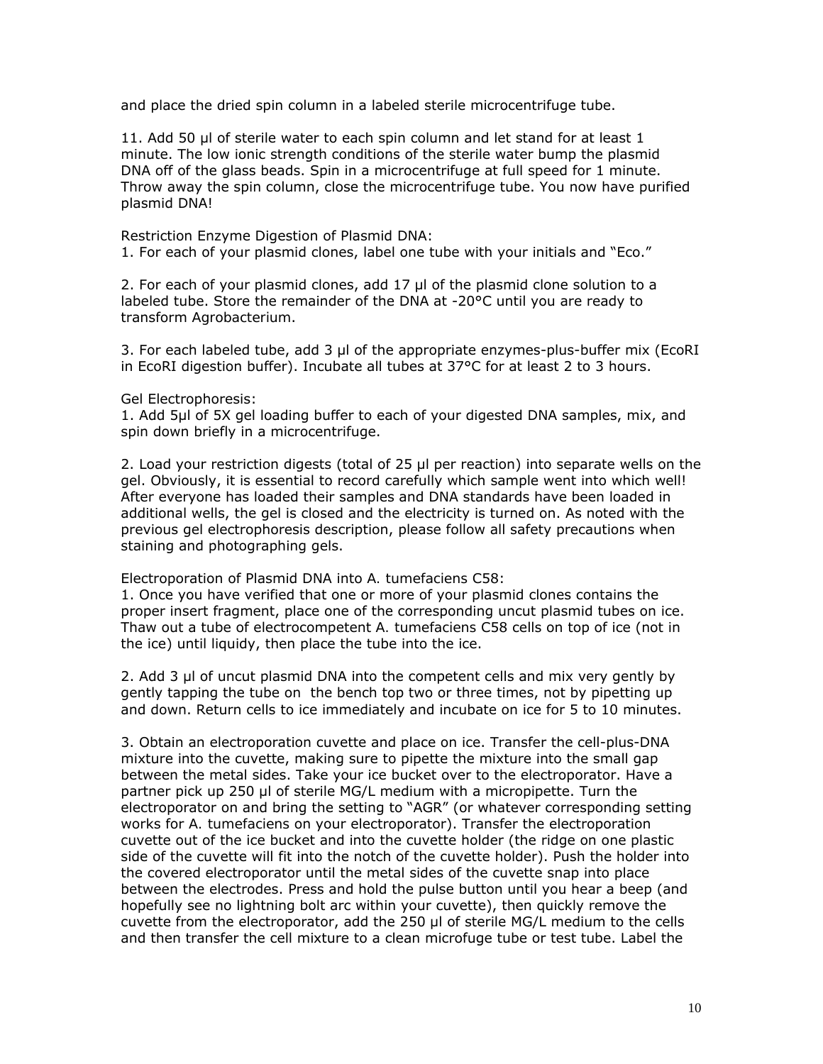and place the dried spin column in a labeled sterile microcentrifuge tube.

11. Add 50 µl of sterile water to each spin column and let stand for at least 1 minute. The low ionic strength conditions of the sterile water bump the plasmid DNA off of the glass beads. Spin in a microcentrifuge at full speed for 1 minute. Throw away the spin column, close the microcentrifuge tube. You now have purified plasmid DNA!

Restriction Enzyme Digestion of Plasmid DNA:

1. For each of your plasmid clones, label one tube with your initials and "Eco."

2. For each of your plasmid clones, add 17 µl of the plasmid clone solution to a labeled tube. Store the remainder of the DNA at -20°C until you are ready to transform Agrobacterium.

3. For each labeled tube, add 3 µl of the appropriate enzymes-plus-buffer mix (EcoRI in EcoRI digestion buffer). Incubate all tubes at 37°C for at least 2 to 3 hours.

Gel Electrophoresis:

1. Add 5µl of 5X gel loading buffer to each of your digested DNA samples, mix, and spin down briefly in a microcentrifuge.

2. Load your restriction digests (total of 25 µl per reaction) into separate wells on the gel. Obviously, it is essential to record carefully which sample went into which well! After everyone has loaded their samples and DNA standards have been loaded in additional wells, the gel is closed and the electricity is turned on. As noted with the previous gel electrophoresis description, please follow all safety precautions when staining and photographing gels.

Electroporation of Plasmid DNA into A. tumefaciens C58:

1. Once you have verified that one or more of your plasmid clones contains the proper insert fragment, place one of the corresponding uncut plasmid tubes on ice. Thaw out a tube of electrocompetent A. tumefaciens C58 cells on top of ice (not in the ice) until liquidy, then place the tube into the ice.

2. Add 3 µl of uncut plasmid DNA into the competent cells and mix very gently by gently tapping the tube on the bench top two or three times, not by pipetting up and down. Return cells to ice immediately and incubate on ice for 5 to 10 minutes.

3. Obtain an electroporation cuvette and place on ice. Transfer the cell-plus-DNA mixture into the cuvette, making sure to pipette the mixture into the small gap between the metal sides. Take your ice bucket over to the electroporator. Have a partner pick up 250 µl of sterile MG/L medium with a micropipette. Turn the electroporator on and bring the setting to "AGR" (or whatever corresponding setting works for A. tumefaciens on your electroporator). Transfer the electroporation cuvette out of the ice bucket and into the cuvette holder (the ridge on one plastic side of the cuvette will fit into the notch of the cuvette holder). Push the holder into the covered electroporator until the metal sides of the cuvette snap into place between the electrodes. Press and hold the pulse button until you hear a beep (and hopefully see no lightning bolt arc within your cuvette), then quickly remove the cuvette from the electroporator, add the 250 µl of sterile MG/L medium to the cells and then transfer the cell mixture to a clean microfuge tube or test tube. Label the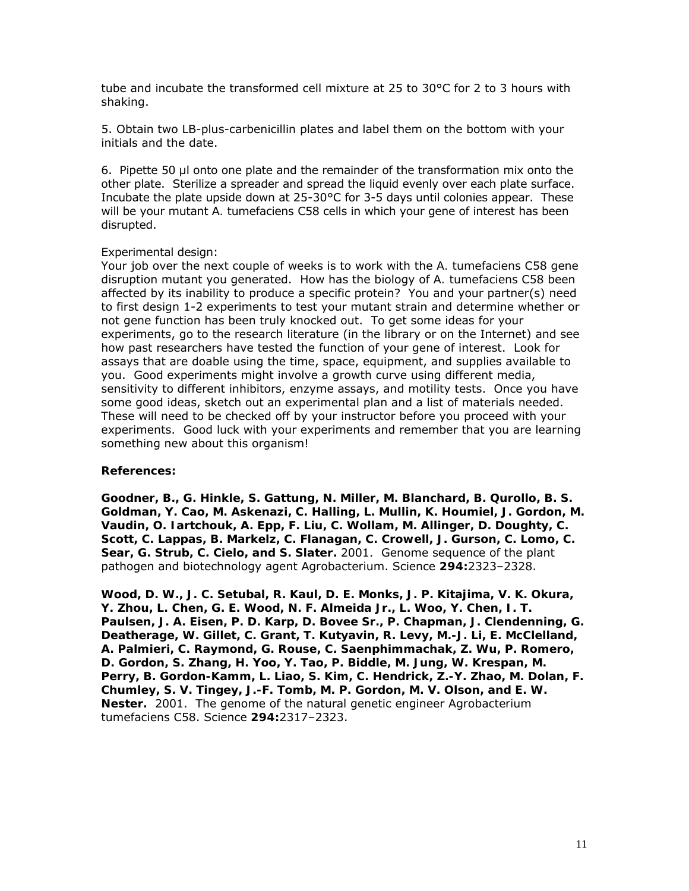tube and incubate the transformed cell mixture at 25 to 30°C for 2 to 3 hours with shaking.

5. Obtain two LB-plus-carbenicillin plates and label them on the bottom with your initials and the date.

6. Pipette 50 µl onto one plate and the remainder of the transformation mix onto the other plate. Sterilize a spreader and spread the liquid evenly over each plate surface. Incubate the plate upside down at 25-30°C for 3-5 days until colonies appear. These will be your mutant A. tumefaciens C58 cells in which your gene of interest has been disrupted.

Experimental design:

Your job over the next couple of weeks is to work with the A. tumefaciens C58 gene disruption mutant you generated. How has the biology of A. tumefaciens C58 been affected by its inability to produce a specific protein? You and your partner(s) need to first design 1-2 experiments to test your mutant strain and determine whether or not gene function has been truly knocked out. To get some ideas for your experiments, go to the research literature (in the library or on the Internet) and see how past researchers have tested the function of your gene of interest. Look for assays that are doable using the time, space, equipment, and supplies available to you. Good experiments might involve a growth curve using different media, sensitivity to different inhibitors, enzyme assays, and motility tests. Once you have some good ideas, sketch out an experimental plan and a list of materials needed. These will need to be checked off by your instructor before you proceed with your experiments. Good luck with your experiments and remember that you are learning something new about this organism!

**References:**

**Goodner, B., G. Hinkle, S. Gattung, N. Miller, M. Blanchard, B. Qurollo, B. S. Goldman, Y. Cao, M. Askenazi, C. Halling, L. Mullin, K. Houmiel, J. Gordon, M. Vaudin, O. Iartchouk, A. Epp, F. Liu, C. Wollam, M. Allinger, D. Doughty, C. Scott, C. Lappas, B. Markelz, C. Flanagan, C. Crowell, J. Gurson, C. Lomo, C. Sear, G. Strub, C. Cielo, and S. Slater.** 2001. Genome sequence of the plant pathogen and biotechnology agent Agrobacterium. Science **294:**2323–2328.

**Wood, D. W., J. C. Setubal, R. Kaul, D. E. Monks, J. P. Kitajima, V. K. Okura, Y. Zhou, L. Chen, G. E. Wood, N. F. Almeida Jr., L. Woo, Y. Chen, I. T. Paulsen, J. A. Eisen, P. D. Karp, D. Bovee Sr., P. Chapman, J. Clendenning, G. Deatherage, W. Gillet, C. Grant, T. Kutyavin, R. Levy, M.-J. Li, E. McClelland, A. Palmieri, C. Raymond, G. Rouse, C. Saenphimmachak, Z. Wu, P. Romero, D. Gordon, S. Zhang, H. Yoo, Y. Tao, P. Biddle, M. Jung, W. Krespan, M. Perry, B. Gordon-Kamm, L. Liao, S. Kim, C. Hendrick, Z.-Y. Zhao, M. Dolan, F. Chumley, S. V. Tingey, J.-F. Tomb, M. P. Gordon, M. V. Olson, and E. W. Nester.** 2001. The genome of the natural genetic engineer Agrobacterium tumefaciens C58. Science **294:**2317–2323.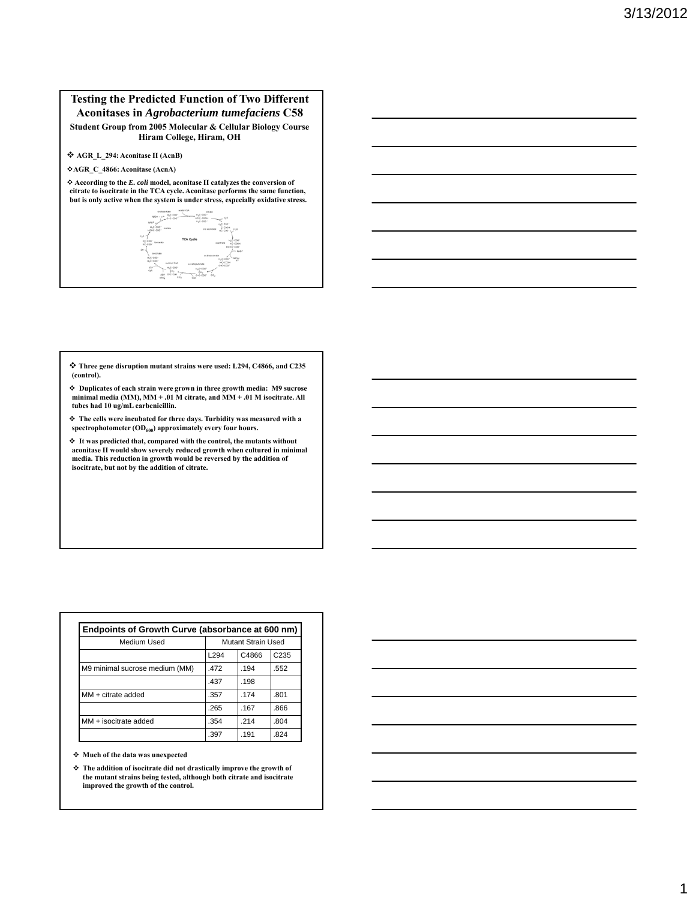# Testing the Predicted Function of Two Different Aconitases in *Agrobacterium tumefaciens* C58

**Student Group from 2005 Molecular & Cellular Biology Course**
**Hiram College, Hiram, OH**

- **AGR_L_294: Aconitase II (AcnB)**
- **AGR_C_4866: Aconitase (AcnA)**
- **According to the *E. coli* model, aconitase II catalyzes the conversion of citrate to isocitrate in the TCA cycle. Aconitase performs the same function, but is only active when the system is under stress, especially oxidative stress.**

---

- **Three gene disruption mutant strains were used: L294, C4866, and C235 (control).**
- **Duplicates of each strain were grown in three growth media: M9 sucrose minimal media (MM), MM + .01 M citrate, and MM + .01 M isocitrate. All tubes had 10 ug/mL carbenicillin.**
- **The cells were incubated for three days. Turbidity was measured with a spectrophotometer ($OD_{600}$) approximately every four hours.**
- **It was predicted that, compared with the control, the mutants without aconitase II would show severely reduced growth when cultured in minimal media. This reduction in growth would be reversed by the addition of isocitrate, but not by the addition of citrate.**

---

| Endpoints of Growth Curve (absorbance at 600 nm) | | | |
|---|---|---|---|
| Medium Used | Mutant Strain Used | | |
| | L294 | C4866 | C235 |
| M9 minimal sucrose medium (MM) | .472 | .194 | .552 |
| | .437 | .198 | |
| MM + citrate added | .357 | .174 | .801 |
| | .265 | .167 | .866 |
| MM + isocitrate added | .354 | .214 | .804 |
| | .397 | .191 | .824 |

- **Much of the data was unexpected**
- **The addition of isocitrate did not drastically improve the growth of the mutant strains being tested, although both citrate and isocitrate improved the growth of the control.**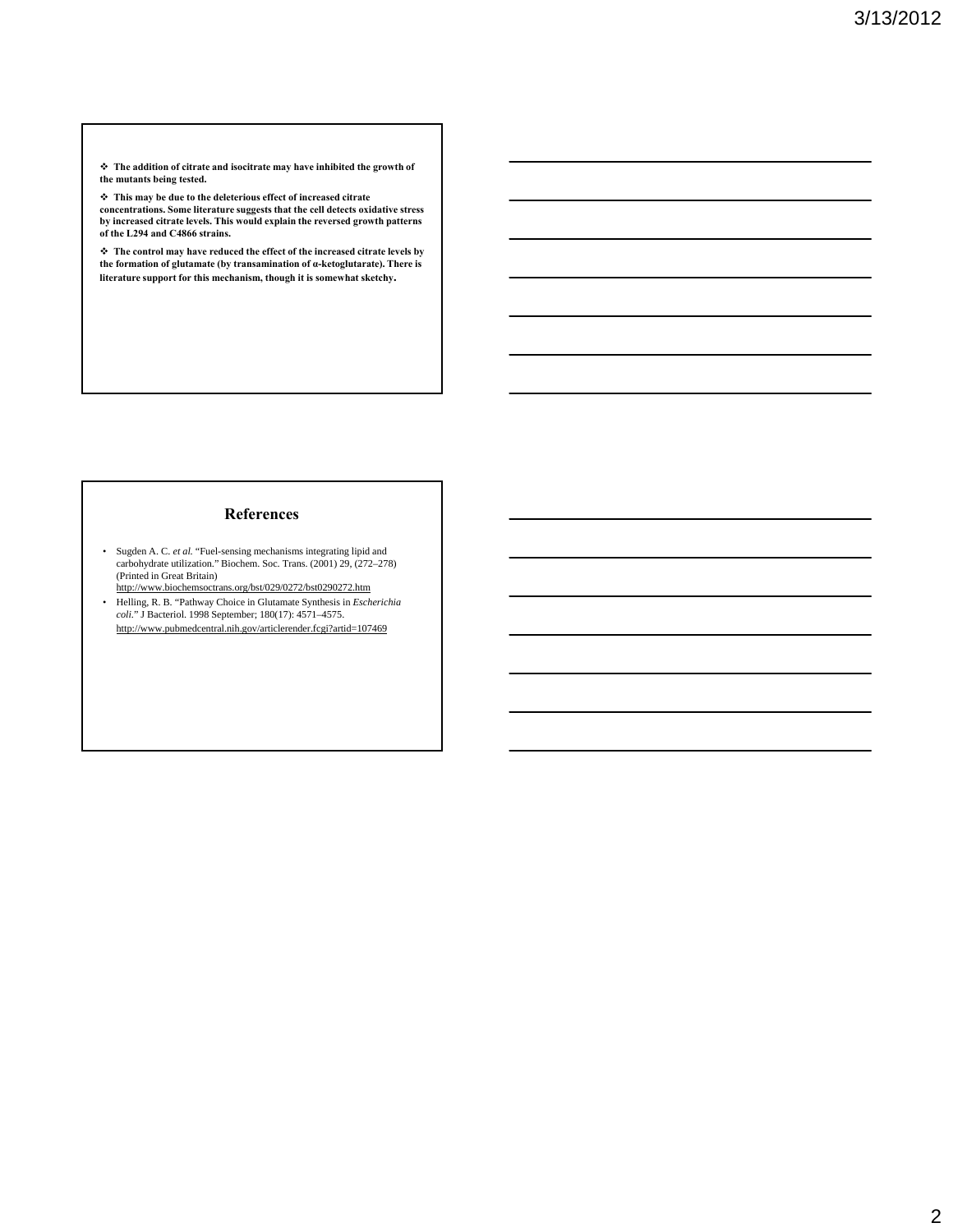- **The addition of citrate and isocitrate may have inhibited the growth of the mutants being tested.**
- **This may be due to the deleterious effect of increased citrate concentrations. Some literature suggests that the cell detects oxidative stress by increased citrate levels. This would explain the reversed growth patterns of the L294 and C4866 strains.**
- **The control may have reduced the effect of the increased citrate levels by the formation of glutamate (by transamination of α-ketoglutarate). There is literature support for this mechanism, though it is somewhat sketchy.**

## References

- Sugden A. C. *et al.* "Fuel-sensing mechanisms integrating lipid and carbohydrate utilization." Biochem. Soc. Trans. (2001) 29, (272–278) (Printed in Great Britain) http://www.biochemsoctrans.org/bst/029/0272/bst0290272.htm
- Helling, R. B. "Pathway Choice in Glutamate Synthesis in *Escherichia coli*." J Bacteriol. 1998 September; 180(17): 4571–4575. http://www.pubmedcentral.nih.gov/articlerender.fcgi?artid=107469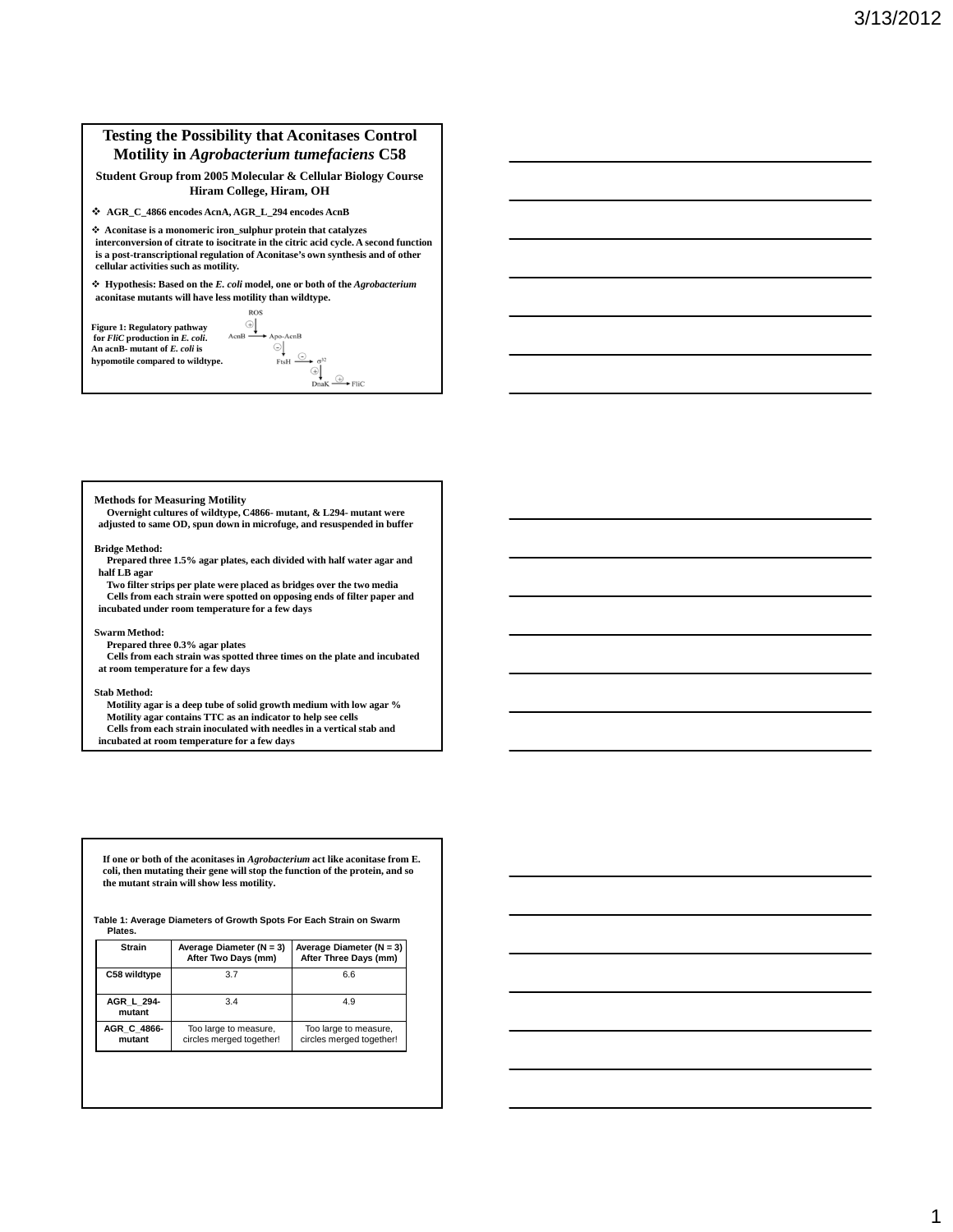## Testing the Possibility that Aconitases Control Motility in *Agrobacterium tumefaciens* C58

**Student Group from 2005 Molecular & Cellular Biology Course**
**Hiram College, Hiram, OH**

- **AGR_C_4866 encodes AcnA, AGR_L_294 encodes AcnB**
- **Aconitase is a monomeric iron_sulphur protein that catalyzes interconversion of citrate to isocitrate in the citric acid cycle. A second function is a post-transcriptional regulation of Aconitase's own synthesis and of other cellular activities such as motility.**
- **Hypothesis: Based on the *E. coli* model, one or both of the *Agrobacterium* aconitase mutants will have less motility than wildtype.**

**Figure 1: Regulatory pathway for *FliC* production in *E. coli*. An acnB- mutant of *E. coli* is hypomotile compared to wildtype.**

ROS → (+) AcnB → Apo-AcnB (−) FtsH (−) σ32 (+) DnaK (+) FliC

---

**Methods for Measuring Motility**

Overnight cultures of wildtype, C4866- mutant, & L294- mutant were adjusted to same OD, spun down in microfuge, and resuspended in buffer

**Bridge Method:**

Prepared three 1.5% agar plates, each divided with half water agar and half LB agar

Two filter strips per plate were placed as bridges over the two media

Cells from each strain were spotted on opposing ends of filter paper and incubated under room temperature for a few days

**Swarm Method:**

Prepared three 0.3% agar plates

Cells from each strain was spotted three times on the plate and incubated at room temperature for a few days

**Stab Method:**

Motility agar is a deep tube of solid growth medium with low agar %

Motility agar contains TTC as an indicator to help see cells

Cells from each strain inoculated with needles in a vertical stab and incubated at room temperature for a few days

---

If one or both of the aconitases in *Agrobacterium* act like aconitase from E. coli, then mutating their gene will stop the function of the protein, and so the mutant strain will show less motility.

**Table 1: Average Diameters of Growth Spots For Each Strain on Swarm Plates.**

| Strain | Average Diameter (N = 3) After Two Days (mm) | Average Diameter (N = 3) After Three Days (mm) |
|---|---|---|
| C58 wildtype | 3.7 | 6.6 |
| AGR_L_294-mutant | 3.4 | 4.9 |
| AGR_C_4866-mutant | Too large to measure, circles merged together! | Too large to measure, circles merged together! |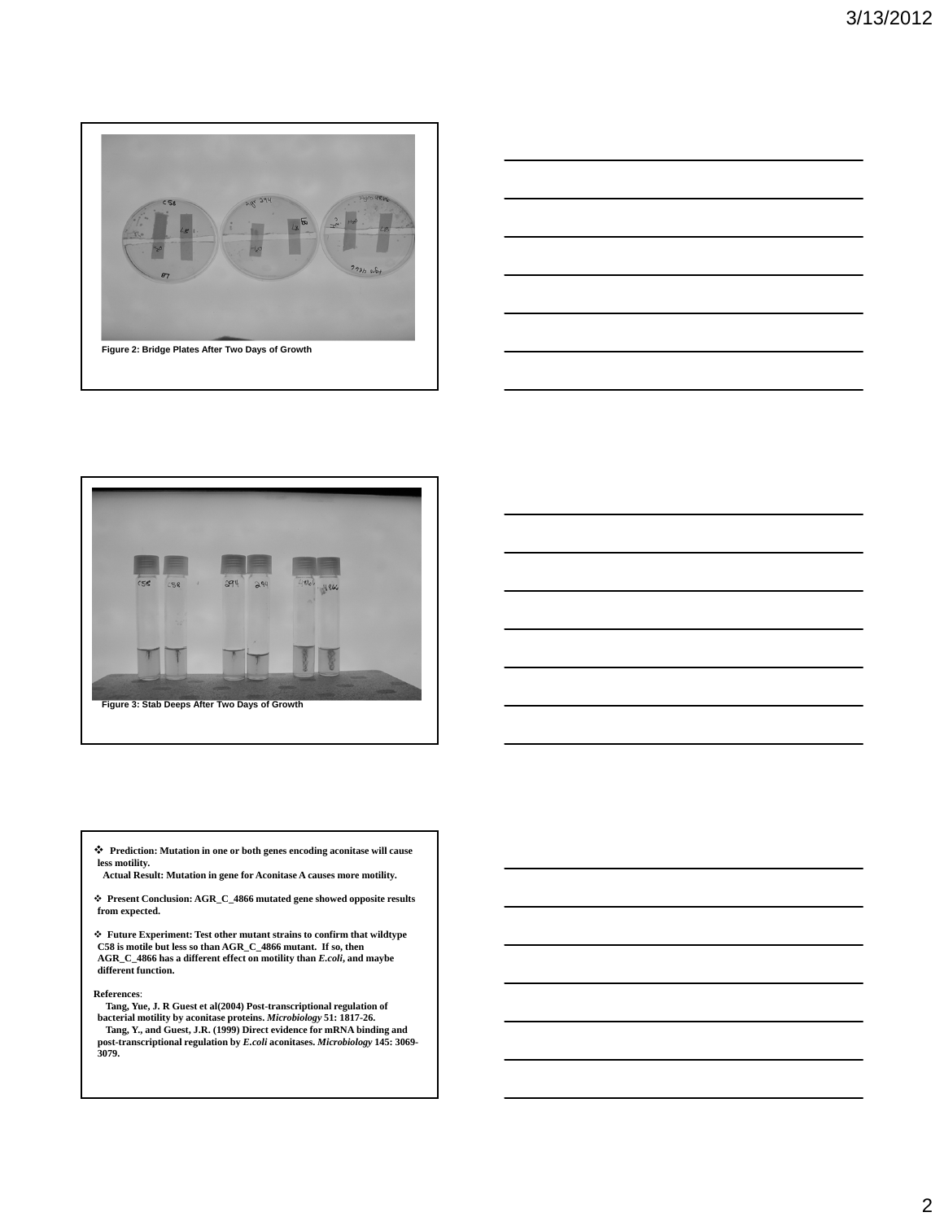Figure 2: Bridge Plates After Two Days of Growth

Figure 3: Stab Deeps After Two Days of Growth

- **Prediction: Mutation in one or both genes encoding aconitase will cause less motility.**
  **Actual Result: Mutation in gene for Aconitase A causes more motility.**
- **Present Conclusion: AGR_C_4866 mutated gene showed opposite results from expected.**
- **Future Experiment: Test other mutant strains to confirm that wildtype C58 is motile but less so than AGR_C_4866 mutant. If so, then AGR_C_4866 has a different effect on motility than *E.coli*, and maybe different function.**

**References**:

**Tang, Yue, J. R Guest et al(2004) Post-transcriptional regulation of bacterial motility by aconitase proteins. *Microbiology* 51: 1817-26.**

**Tang, Y., and Guest, J.R. (1999) Direct evidence for mRNA binding and post-transcriptional regulation by *E.coli* aconitases. *Microbiology* 145: 3069-3079.**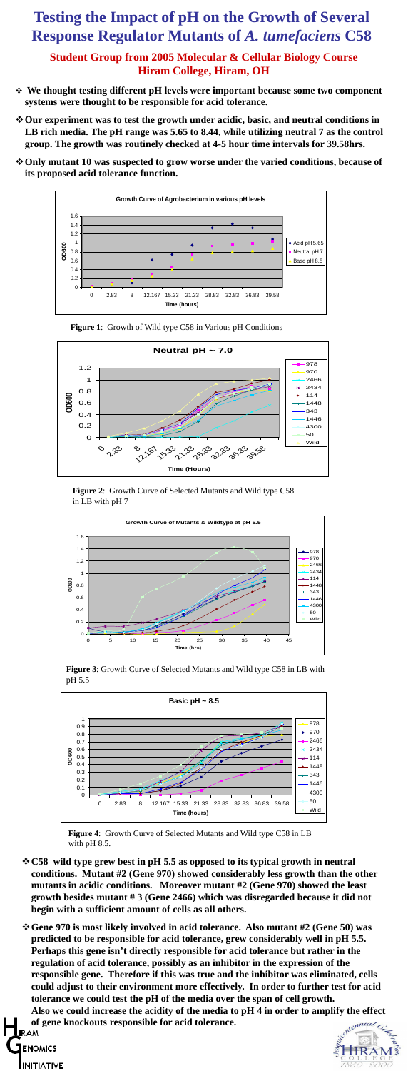# Testing the Impact of pH on the Growth of Several Response Regulator Mutants of *A. tumefaciens* C58

**Student Group from 2005 Molecular & Cellular Biology Course**
**Hiram College, Hiram, OH**

- **We thought testing different pH levels were important because some two component systems were thought to be responsible for acid tolerance.**
- **Our experiment was to test the growth under acidic, basic, and neutral conditions in LB rich media. The pH range was 5.65 to 8.44, while utilizing neutral 7 as the control group. The growth was routinely checked at 4-5 hour time intervals for 39.58hrs.**
- **Only mutant 10 was suspected to grow worse under the varied conditions, because of its proposed acid tolerance function.**

**Figure 1**: Growth of Wild type C58 in Various pH Conditions

**Figure 2**: Growth Curve of Selected Mutants and Wild type C58 in LB with pH 7

**Figure 3**: Growth Curve of Selected Mutants and Wild type C58 in LB with pH 5.5

**Figure 4**: Growth Curve of Selected Mutants and Wild type C58 in LB with pH 8.5

- **C58 wild type grew best in pH 5.5 as opposed to its typical growth in neutral conditions. Mutant #2 (Gene 970) showed considerably less growth than the other mutants in acidic conditions. Moreover mutant #2 (Gene 970) showed the least growth besides mutant # 3 (Gene 2466) which was disregarded because it did not begin with a sufficient amount of cells as all others.**
- **Gene 970 is most likely involved in acid tolerance. Also mutant #2 (Gene 50) was predicted to be responsible for acid tolerance, grew considerably well in pH 5.5. Perhaps this gene isn't directly responsible for acid tolerance but rather in the regulation of acid tolerance, possibly as an inhibitor in the expression of the responsible gene. Therefore if this was true and the inhibitor was eliminated, cells could adjust to their environment more effectively. In order to further test for acid tolerance we could test the pH of the media over the span of cell growth. Also we could increase the acidity of the media to pH 4 in order to amplify the effect of gene knockouts responsible for acid tolerance.**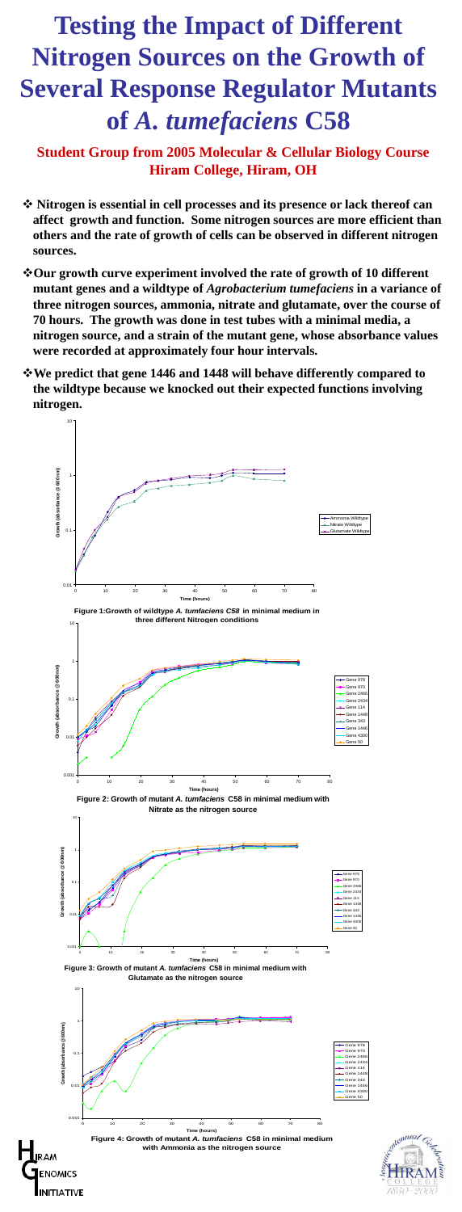# Testing the Impact of Different Nitrogen Sources on the Growth of Several Response Regulator Mutants of *A. tumefaciens* C58

**Student Group from 2005 Molecular & Cellular Biology Course**
**Hiram College, Hiram, OH**

- **Nitrogen is essential in cell processes and its presence or lack thereof can affect growth and function. Some nitrogen sources are more efficient than others and the rate of growth of cells can be observed in different nitrogen sources.**
- **Our growth curve experiment involved the rate of growth of 10 different mutant genes and a wildtype of *Agrobacterium tumefaciens* in a variance of three nitrogen sources, ammonia, nitrate and glutamate, over the course of 70 hours. The growth was done in test tubes with a minimal media, a nitrogen source, and a strain of the mutant gene, whose absorbance values were recorded at approximately four hour intervals.**
- **We predict that gene 1446 and 1448 will behave differently compared to the wildtype because we knocked out their expected functions involving nitrogen.**

**Figure 1: Growth of wildtype *A. tumfaciens C58* in minimal medium in three different Nitrogen conditions**

**Figure 2: Growth of mutant *A. tumfaciens* C58 in minimal medium with Nitrate as the nitrogen source**

**Figure 3: Growth of mutant *A. tumfaciens* C58 in minimal medium with Glutamate as the nitrogen source**

**Figure 4: Growth of mutant *A. tumfaciens* C58 in minimal medium with Ammonia as the nitrogen source**

HIRAM GENOMICS INITIATIVE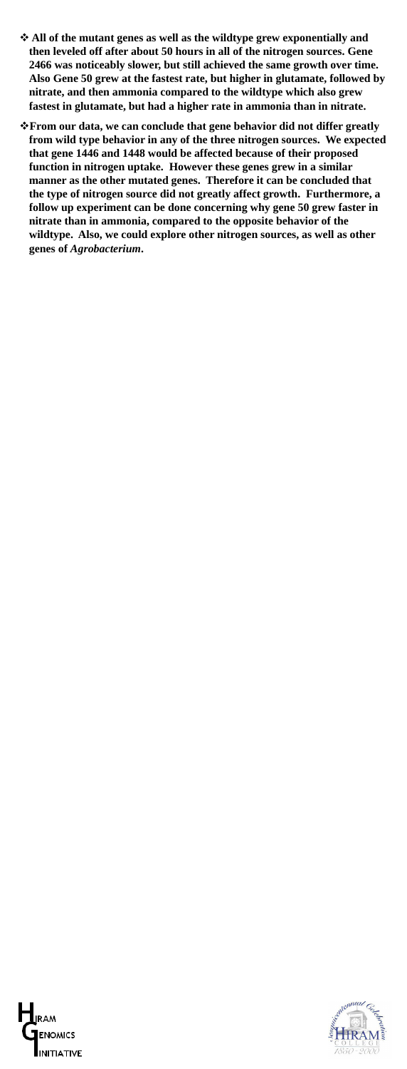- ❖ **All of the mutant genes as well as the wildtype grew exponentially and then leveled off after about 50 hours in all of the nitrogen sources. Gene 2466 was noticeably slower, but still achieved the same growth over time. Also Gene 50 grew at the fastest rate, but higher in glutamate, followed by nitrate, and then ammonia compared to the wildtype which also grew fastest in glutamate, but had a higher rate in ammonia than in nitrate.**

- ❖ **From our data, we can conclude that gene behavior did not differ greatly from wild type behavior in any of the three nitrogen sources. We expected that gene 1446 and 1448 would be affected because of their proposed function in nitrogen uptake. However these genes grew in a similar manner as the other mutated genes. Therefore it can be concluded that the type of nitrogen source did not greatly affect growth. Furthermore, a follow up experiment can be done concerning why gene 50 grew faster in nitrate than in ammonia, compared to the opposite behavior of the wildtype. Also, we could explore other nitrogen sources, as well as other genes of *Agrobacterium*.**

HIRAM GENOMICS INITIATIVE

Sesquicentennial Celebration HIRAM COLLEGE 1850 - 2000